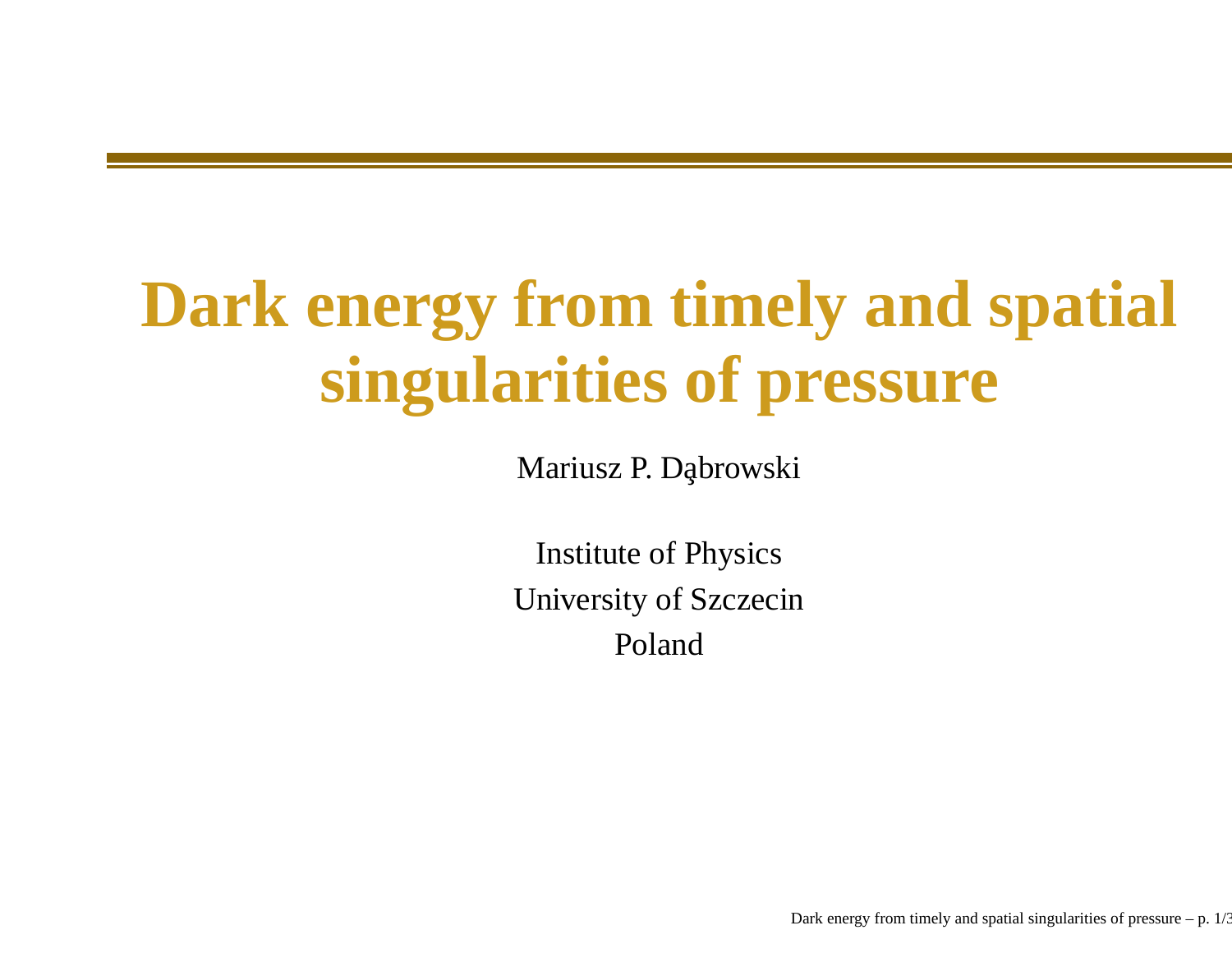# Dark energy from timely and spatial singularities of pressure

Mariusz P. Dąbrowski

Institute of Physics
University of Szczecin
Poland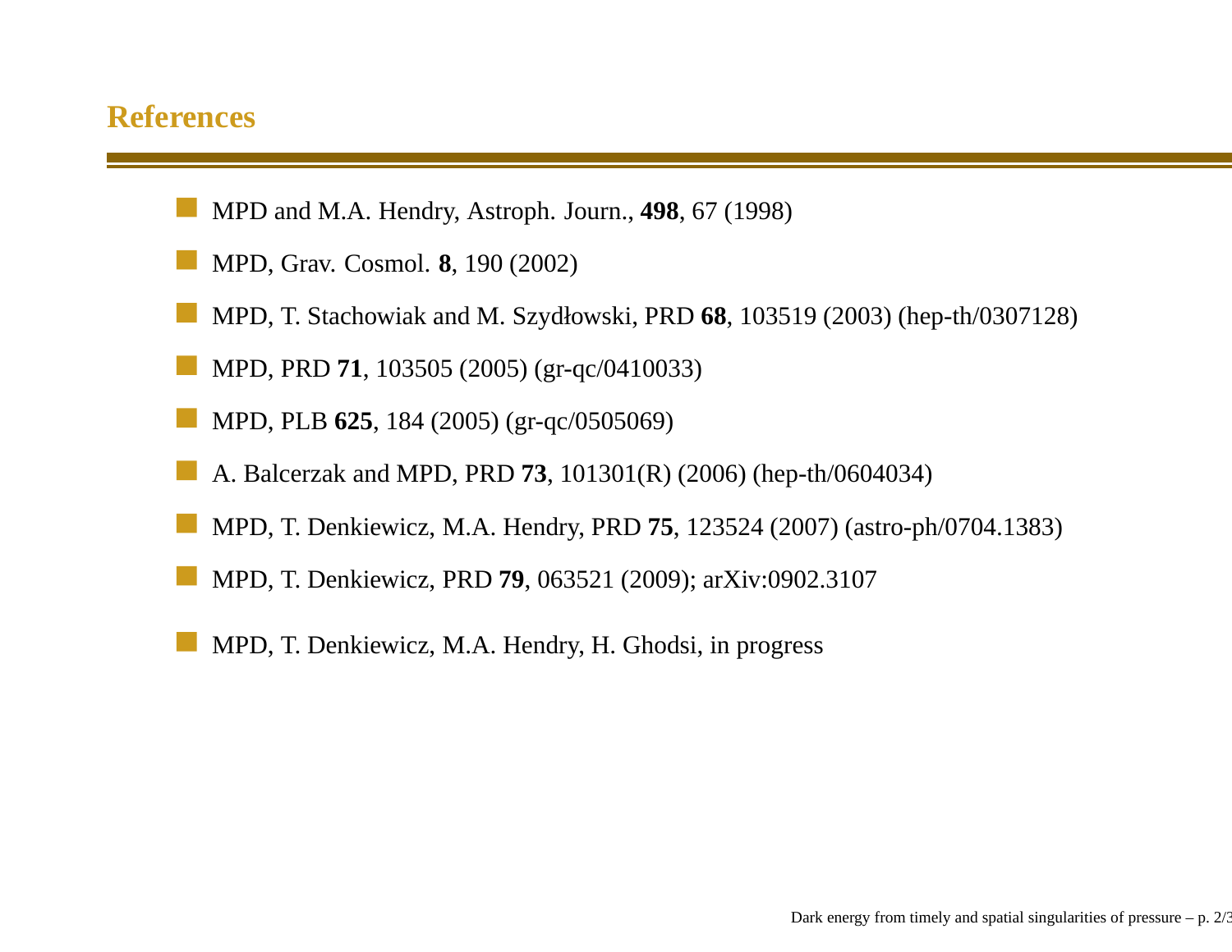## References

- MPD and M.A. Hendry, Astroph. Journ., **498**, 67 (1998)
- MPD, Grav. Cosmol. **8**, 190 (2002)
- MPD, T. Stachowiak and M. Szydłowski, PRD **68**, 103519 (2003) (hep-th/0307128)
- MPD, PRD **71**, 103505 (2005) (gr-qc/0410033)
- MPD, PLB **625**, 184 (2005) (gr-qc/0505069)
- A. Balcerzak and MPD, PRD **73**, 101301(R) (2006) (hep-th/0604034)
- MPD, T. Denkiewicz, M.A. Hendry, PRD **75**, 123524 (2007) (astro-ph/0704.1383)
- MPD, T. Denkiewicz, PRD **79**, 063521 (2009); arXiv:0902.3107
- MPD, T. Denkiewicz, M.A. Hendry, H. Ghodsi, in progress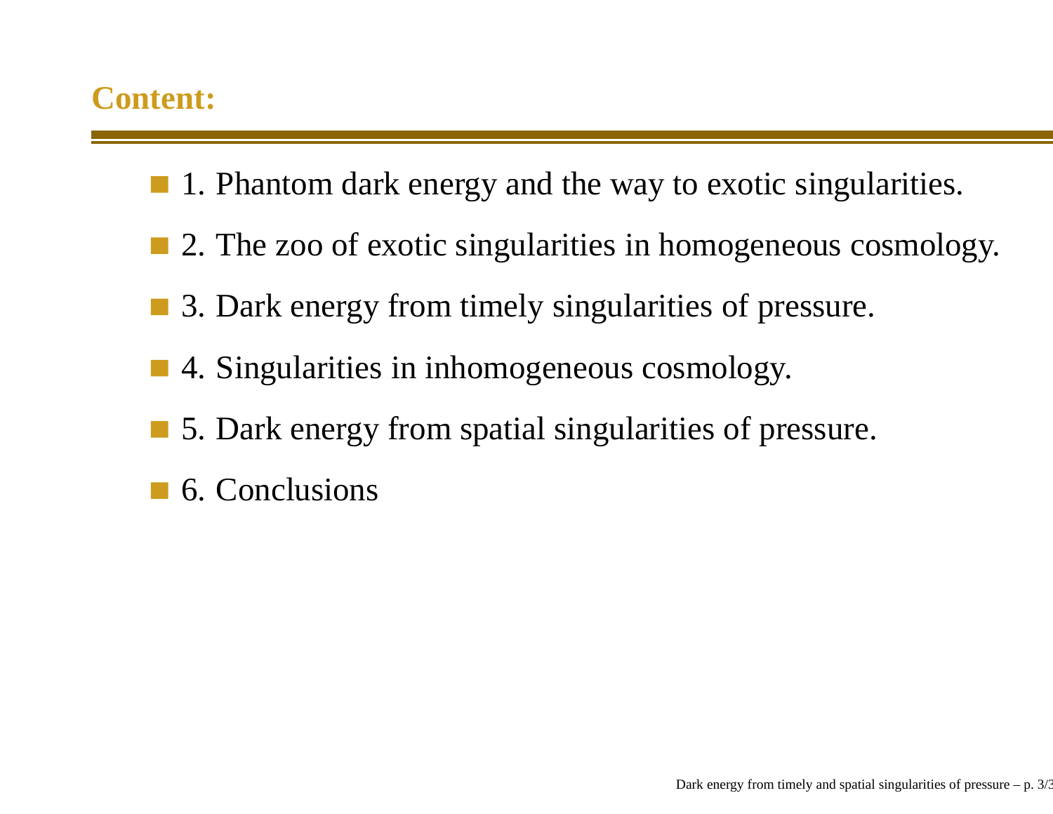## Content:

- 1. Phantom dark energy and the way to exotic singularities.
- 2. The zoo of exotic singularities in homogeneous cosmology.
- 3. Dark energy from timely singularities of pressure.
- 4. Singularities in inhomogeneous cosmology.
- 5. Dark energy from spatial singularities of pressure.
- 6. Conclusions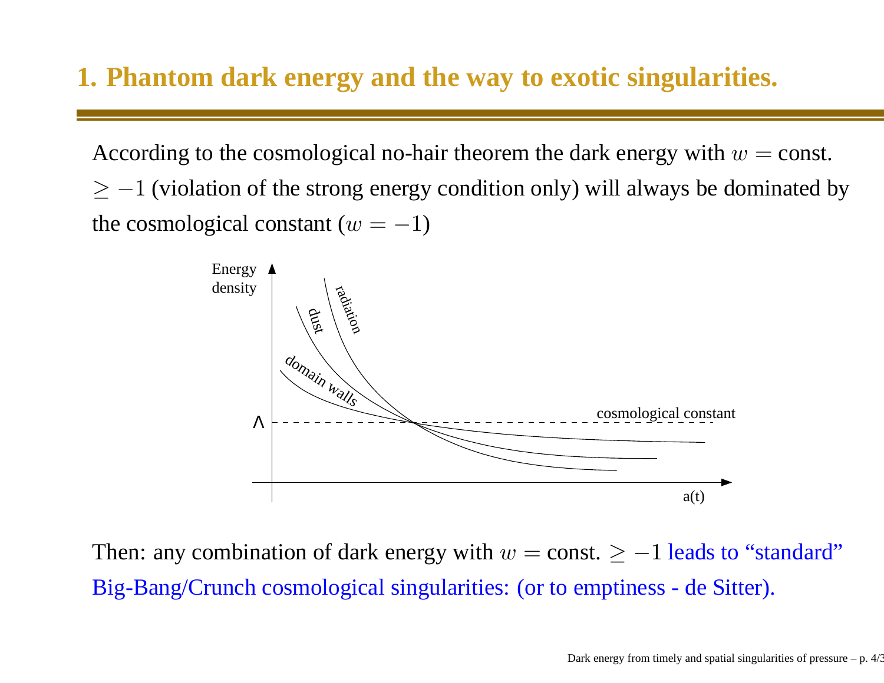# 1. Phantom dark energy and the way to exotic singularities.

According to the cosmological no-hair theorem the dark energy with $w =$ const. $\geq -1$ (violation of the strong energy condition only) will always be dominated by the cosmological constant ($w = -1$)

Energy density

radiation

dust

domain walls

$\Lambda$

cosmological constant

a(t)

Then: any combination of dark energy with $w =$ const. $\geq -1$ leads to "standard" Big-Bang/Crunch cosmological singularities: (or to emptiness - de Sitter).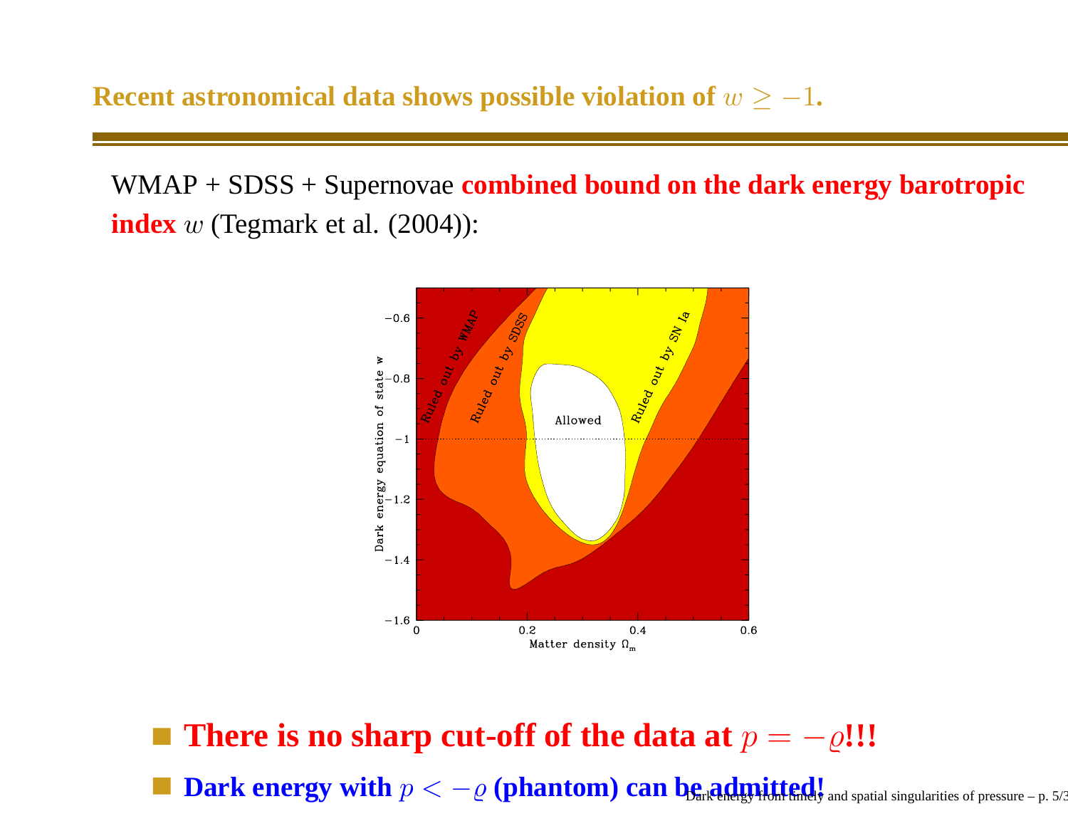## Recent astronomical data shows possible violation of $w \geq -1$.

WMAP + SDSS + Supernovae **combined bound on the dark energy barotropic index** $w$ (Tegmark et al. (2004)):

Ruled out by WMAP

Ruled out by SDSS

Ruled out by SN Ia

Allowed

Dark energy equation of state w

−0.6

−0.8

−1

−1.2

−1.4

−1.6

0

0.2

0.4

0.6

Matter density $\Omega_m$

- **There is no sharp cut-off of the data at $p = -\varrho$!!!**
- **Dark energy with $p < -\varrho$ (phantom) can be admitted!**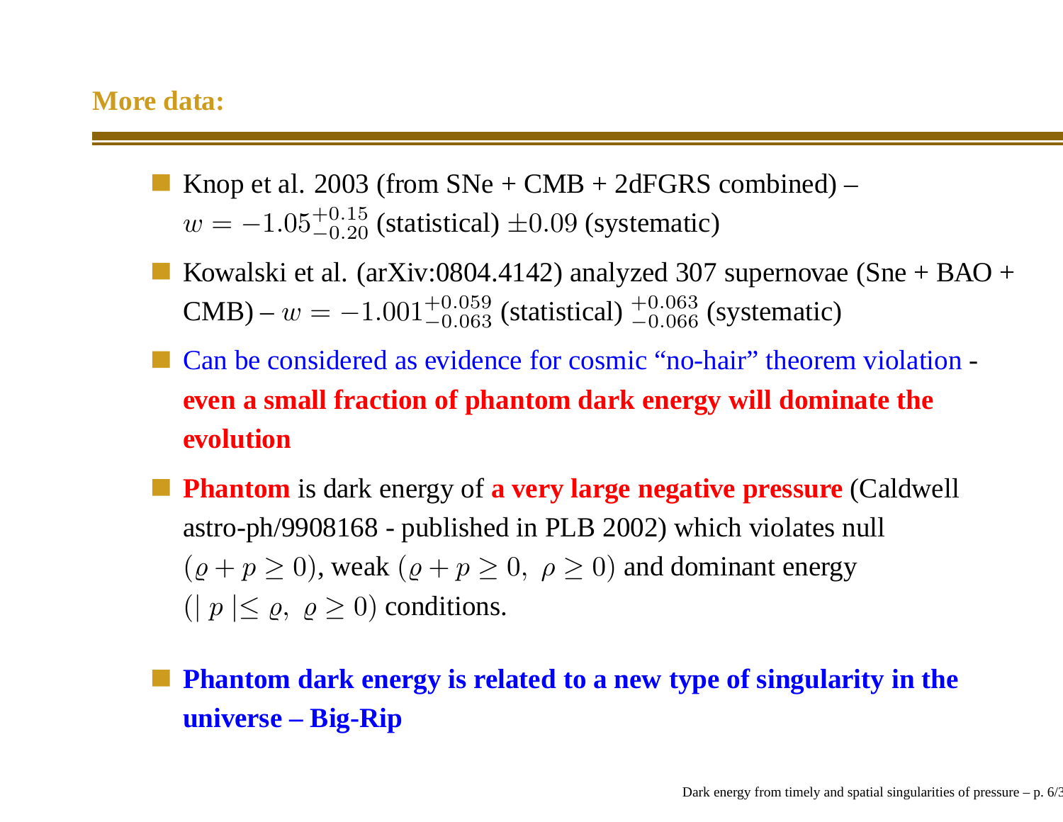## More data:

- Knop et al. 2003 (from SNe + CMB + 2dFGRS combined) – $w = -1.05^{+0.15}_{-0.20}$ (statistical) $\pm 0.09$ (systematic)
- Kowalski et al. (arXiv:0804.4142) analyzed 307 supernovae (Sne + BAO + CMB) – $w = -1.001^{+0.059}_{-0.063}$ (statistical) $^{+0.063}_{-0.066}$ (systematic)
- Can be considered as evidence for cosmic "no-hair" theorem violation - **even a small fraction of phantom dark energy will dominate the evolution**
- **Phantom** is dark energy of **a very large negative pressure** (Caldwell astro-ph/9908168 - published in PLB 2002) which violates null $(\varrho + p \geq 0)$, weak $(\varrho + p \geq 0, \ \rho \geq 0)$ and dominant energy $(\mid p \mid \leq \varrho, \ \varrho \geq 0)$ conditions.
- **Phantom dark energy is related to a new type of singularity in the universe – Big-Rip**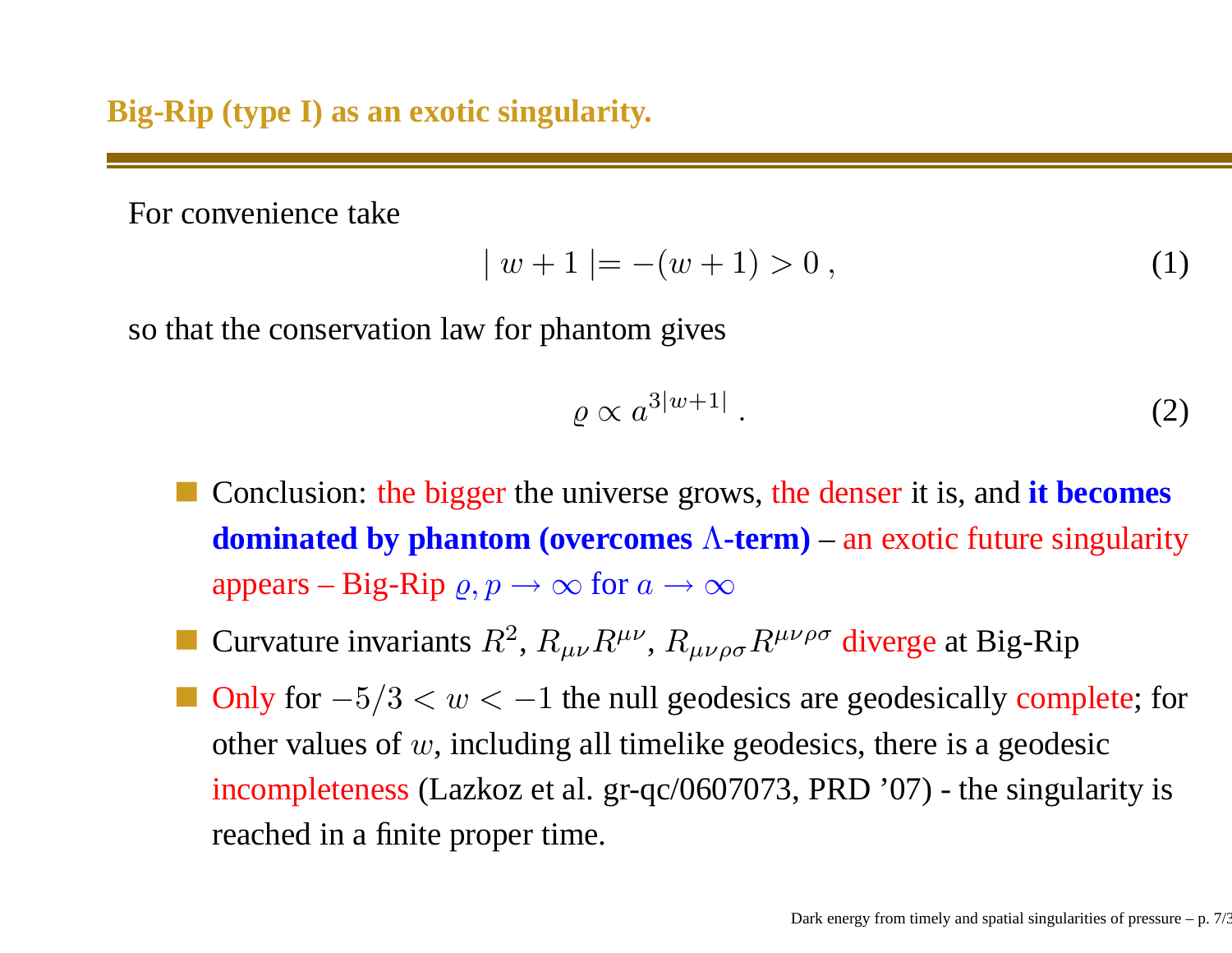## Big-Rip (type I) as an exotic singularity.

For convenience take

$$| w + 1 | = -(w + 1) > 0 \, , \tag{1}$$

so that the conservation law for phantom gives

$$\varrho \propto a^{3|w+1|} \, . \tag{2}$$

- Conclusion: the bigger the universe grows, the denser it is, and **it becomes dominated by phantom (overcomes $\Lambda$-term)** – an exotic future singularity appears – Big-Rip $\varrho, p \to \infty$ for $a \to \infty$
- Curvature invariants $R^2$, $R_{\mu\nu}R^{\mu\nu}$, $R_{\mu\nu\rho\sigma}R^{\mu\nu\rho\sigma}$ diverge at Big-Rip
- Only for $-5/3 < w < -1$ the null geodesics are geodesically complete; for other values of $w$, including all timelike geodesics, there is a geodesic incompleteness (Lazkoz et al. gr-qc/0607073, PRD '07) - the singularity is reached in a finite proper time.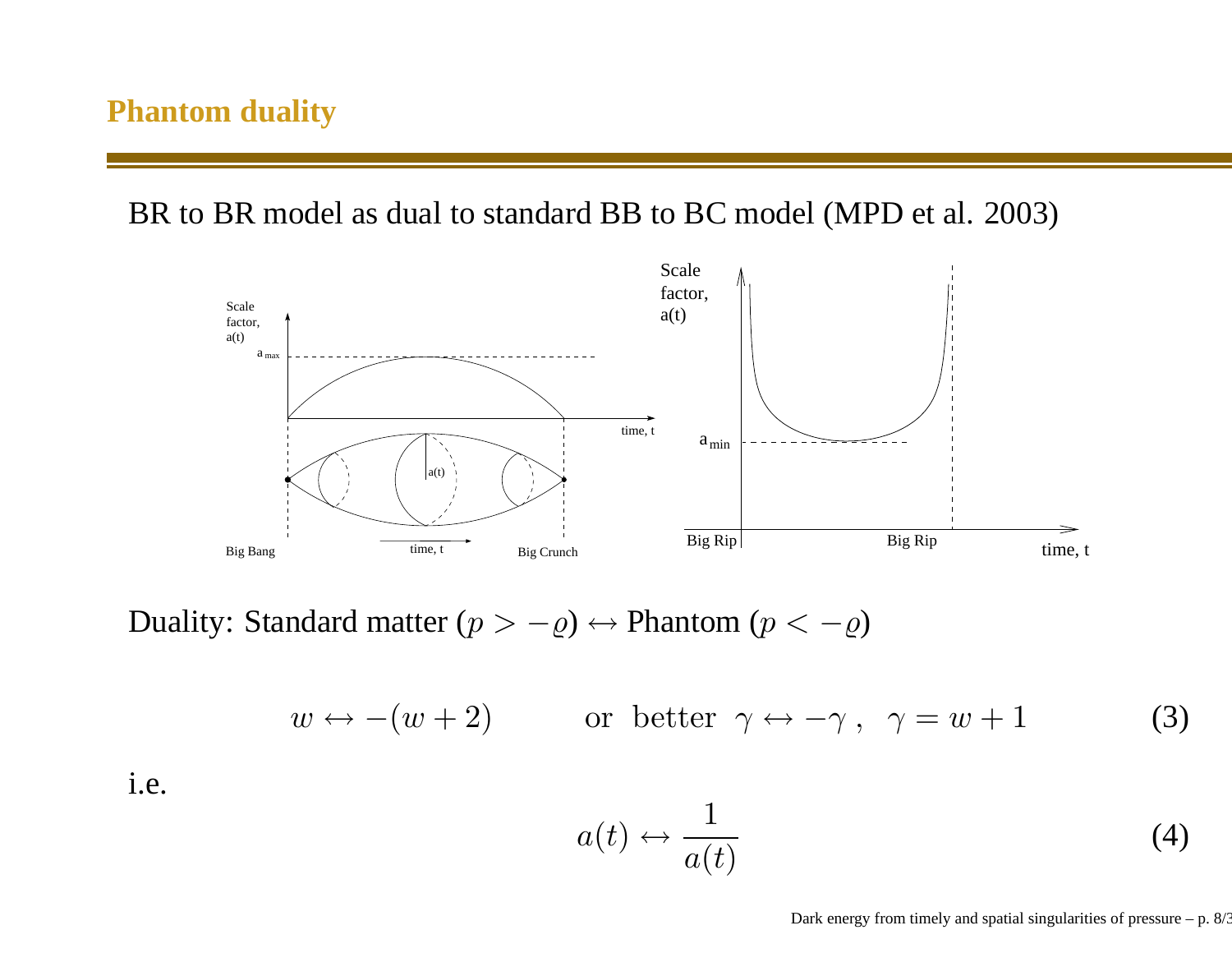## Phantom duality

BR to BR model as dual to standard BB to BC model (MPD et al. 2003)

Scale factor, a(t)

a max

time, t

a(t)

Big Bang

time, t

Big Crunch

Scale factor, a(t)

a min

Big Rip

Big Rip

time, t

Duality: Standard matter ($p > -\varrho$) $\leftrightarrow$ Phantom ($p < -\varrho$)

$$w \leftrightarrow -(w+2) \qquad \text{or better} \;\; \gamma \leftrightarrow -\gamma \,, \;\; \gamma = w + 1 \tag{3}$$

i.e.

$$a(t) \leftrightarrow \frac{1}{a(t)} \tag{4}$$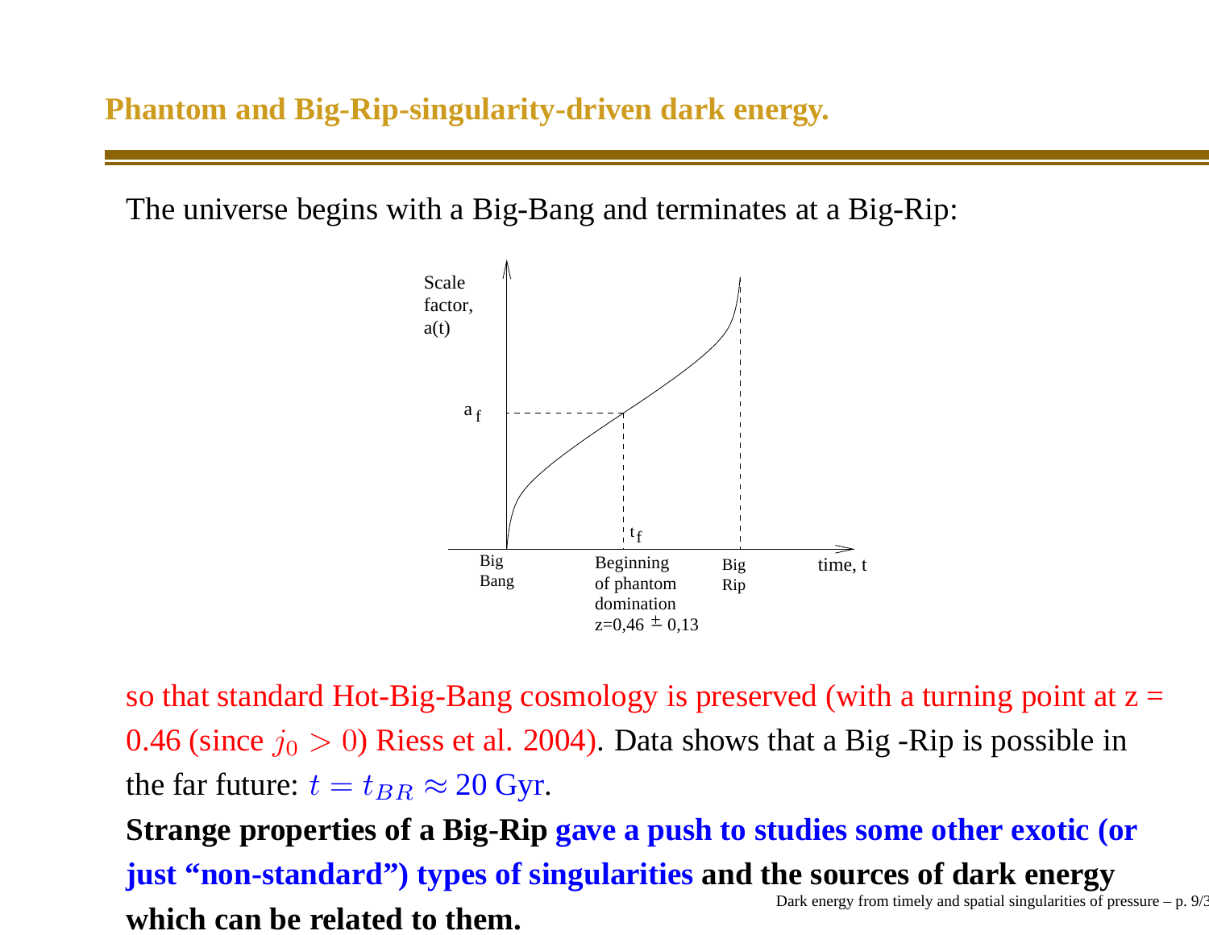## Phantom and Big-Rip-singularity-driven dark energy.

The universe begins with a Big-Bang and terminates at a Big-Rip:

Scale factor, a(t)

$a_f$

$t_f$

Big Bang

Beginning of phantom domination z=0,46 ± 0,13

Big Rip

time, t

so that standard Hot-Big-Bang cosmology is preserved (with a turning point at z = 0.46 (since $j_0 > 0$) Riess et al. 2004). Data shows that a Big -Rip is possible in the far future: $t = t_{BR} \approx 20$ Gyr.

**Strange properties of a Big-Rip gave a push to studies some other exotic (or just "non-standard") types of singularities and the sources of dark energy which can be related to them.**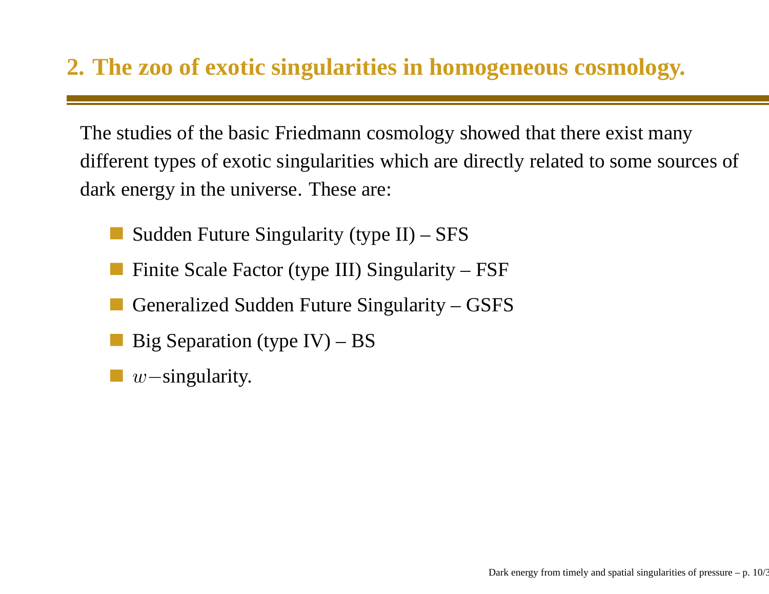## 2. The zoo of exotic singularities in homogeneous cosmology.

The studies of the basic Friedmann cosmology showed that there exist many different types of exotic singularities which are directly related to some sources of dark energy in the universe. These are:

- Sudden Future Singularity (type II) – SFS
- Finite Scale Factor (type III) Singularity – FSF
- Generalized Sudden Future Singularity – GSFS
- Big Separation (type IV) – BS
- $w-$singularity.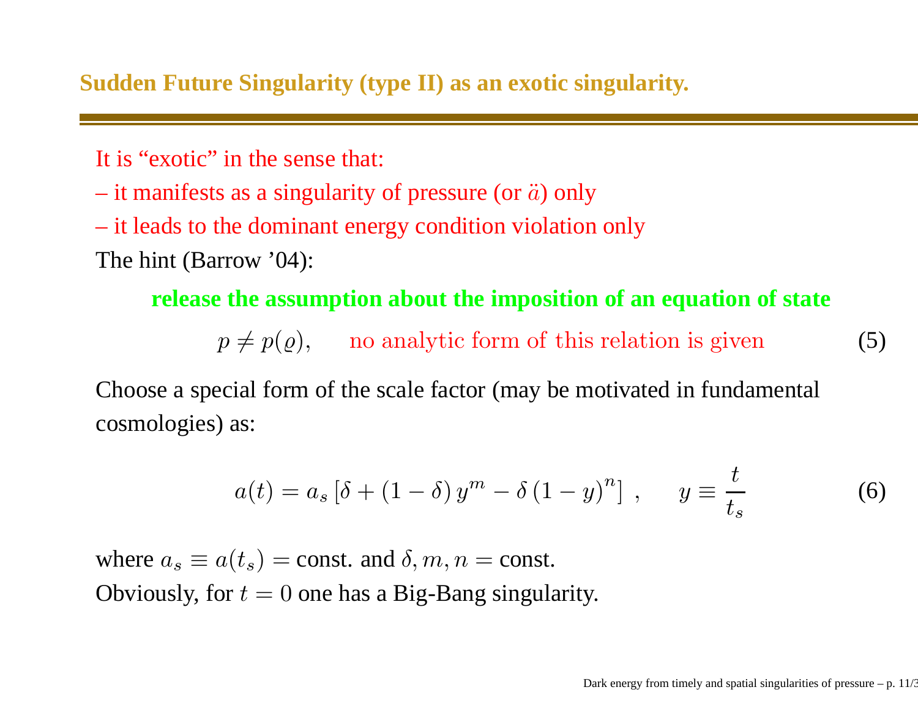## Sudden Future Singularity (type II) as an exotic singularity.

It is "exotic" in the sense that:

– it manifests as a singularity of pressure (or $\ddot{a}$) only

– it leads to the dominant energy condition violation only

The hint (Barrow '04):

**release the assumption about the imposition of an equation of state**

$$p \neq p(\varrho), \qquad \text{no analytic form of this relation is given} \tag{5}$$

Choose a special form of the scale factor (may be motivated in fundamental cosmologies) as:

$$a(t) = a_s \left[ \delta + (1 - \delta)\, y^m - \delta\, (1 - y)^n \right] , \qquad y \equiv \frac{t}{t_s} \tag{6}$$

where $a_s \equiv a(t_s) =$ const. and $\delta, m, n =$ const.

Obviously, for $t = 0$ one has a Big-Bang singularity.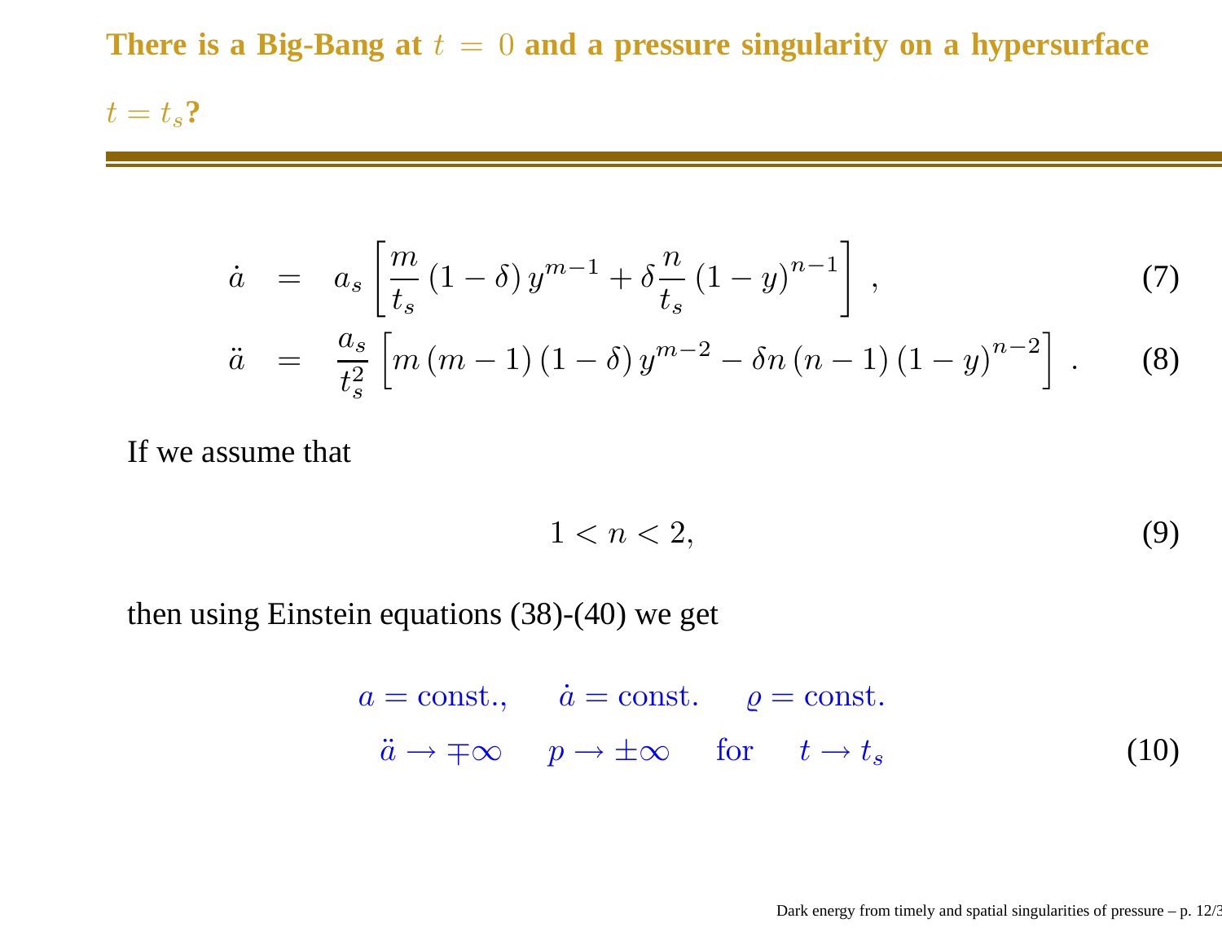## There is a Big-Bang at $t = 0$ and a pressure singularity on a hypersurface $t = t_s$?

$$\dot{a} = a_s \left[ \frac{m}{t_s} (1 - \delta) y^{m-1} + \delta \frac{n}{t_s} (1 - y)^{n-1} \right] , \tag{7}$$

$$\ddot{a} = \frac{a_s}{t_s^2} \left[ m (m - 1) (1 - \delta) y^{m-2} - \delta n (n - 1) (1 - y)^{n-2} \right] . \tag{8}$$

If we assume that

$$1 < n < 2, \tag{9}$$

then using Einstein equations (38)-(40) we get

$$a = \text{const.}, \quad \dot{a} = \text{const.} \quad \varrho = \text{const.}$$

$$\ddot{a} \to \mp\infty \quad p \to \pm\infty \quad \text{for} \quad t \to t_s \tag{10}$$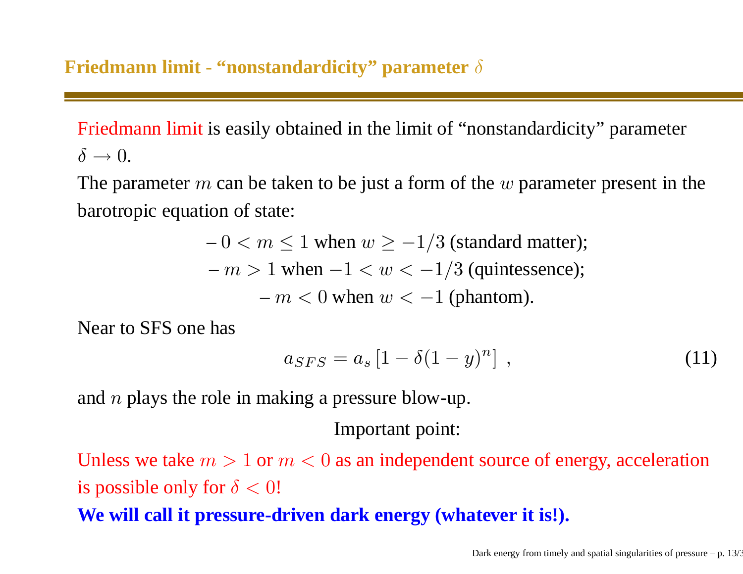## Friedmann limit - “nonstandardicity” parameter $\delta$

Friedmann limit is easily obtained in the limit of “nonstandardicity” parameter $\delta \to 0$.

The parameter $m$ can be taken to be just a form of the $w$ parameter present in the barotropic equation of state:

- $0 < m \leq 1$ when $w \geq -1/3$ (standard matter);
- $m > 1$ when $-1 < w < -1/3$ (quintessence);
- $m < 0$ when $w < -1$ (phantom).

Near to SFS one has

$$a_{SFS} = a_s \left[1 - \delta(1-y)^n\right] \ , \tag{11}$$

and $n$ plays the role in making a pressure blow-up.

Important point:

Unless we take $m > 1$ or $m < 0$ as an independent source of energy, acceleration is possible only for $\delta < 0$!

**We will call it pressure-driven dark energy (whatever it is!).**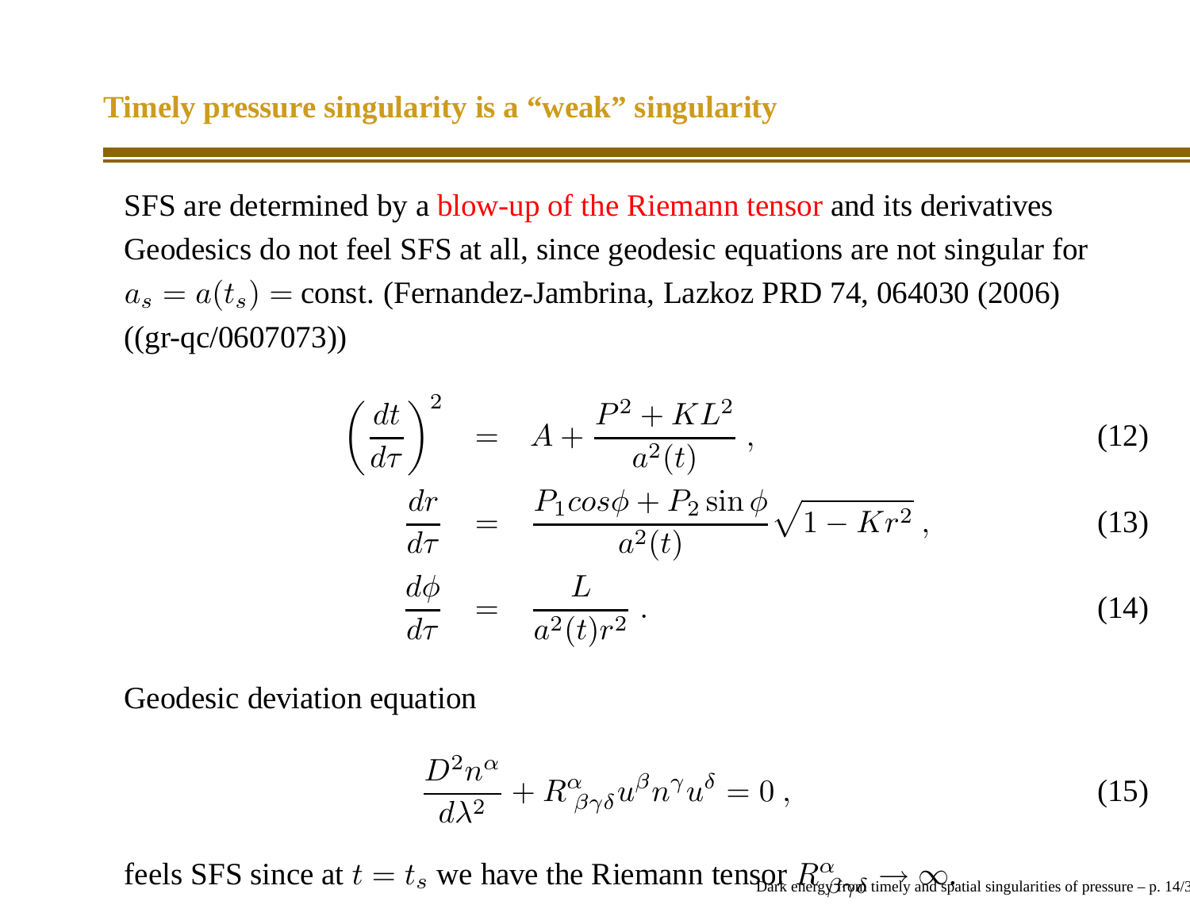## Timely pressure singularity is a “weak” singularity

SFS are determined by a blow-up of the Riemann tensor and its derivatives
Geodesics do not feel SFS at all, since geodesic equations are not singular for $a_s = a(t_s) =$ const. (Fernandez-Jambrina, Lazkoz PRD 74, 064030 (2006) ((gr-qc/0607073))

$$\left(\frac{dt}{d\tau}\right)^2 = A + \frac{P^2 + KL^2}{a^2(t)} \,, \tag{12}$$

$$\frac{dr}{d\tau} = \frac{P_1 cos\phi + P_2 \sin\phi}{a^2(t)} \sqrt{1 - Kr^2} \,, \tag{13}$$

$$\frac{d\phi}{d\tau} = \frac{L}{a^2(t) r^2} \,. \tag{14}$$

Geodesic deviation equation

$$\frac{D^2 n^\alpha}{d\lambda^2} + R^\alpha_{\beta\gamma\delta} u^\beta n^\gamma u^\delta = 0 \,, \tag{15}$$

feels SFS since at $t = t_s$ we have the Riemann tensor $R^\alpha_{\beta\gamma\delta} \longrightarrow \infty$.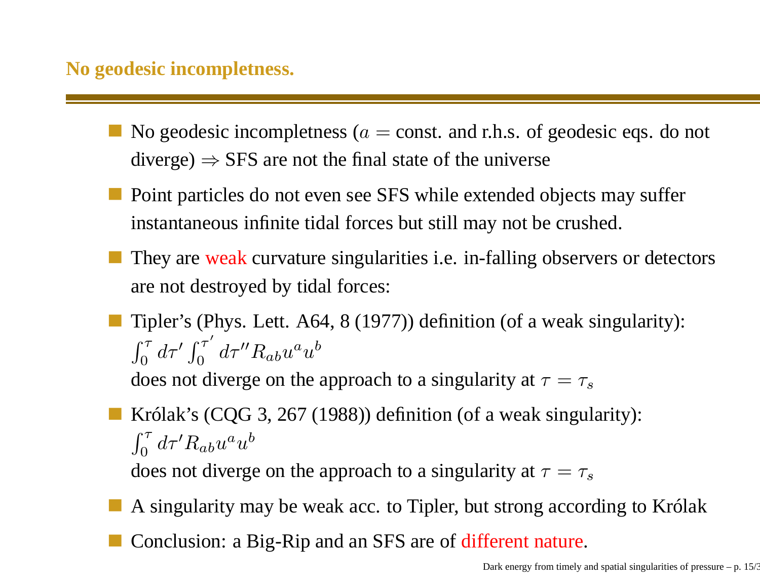## No geodesic incompleteness.

- No geodesic incompleteness ($a =$ const. and r.h.s. of geodesic eqs. do not diverge) $\Rightarrow$ SFS are not the final state of the universe
- Point particles do not even see SFS while extended objects may suffer instantaneous infinite tidal forces but still may not be crushed.
- They are weak curvature singularities i.e. in-falling observers or detectors are not destroyed by tidal forces:
- Tipler's (Phys. Lett. A64, 8 (1977)) definition (of a weak singularity):
  $\int_0^{\tau} d\tau' \int_0^{\tau'} d\tau'' R_{ab} u^a u^b$
  does not diverge on the approach to a singularity at $\tau = \tau_s$
- Królak's (CQG 3, 267 (1988)) definition (of a weak singularity):
  $\int_0^{\tau} d\tau' R_{ab} u^a u^b$
  does not diverge on the approach to a singularity at $\tau = \tau_s$
- A singularity may be weak acc. to Tipler, but strong according to Królak
- Conclusion: a Big-Rip and an SFS are of different nature.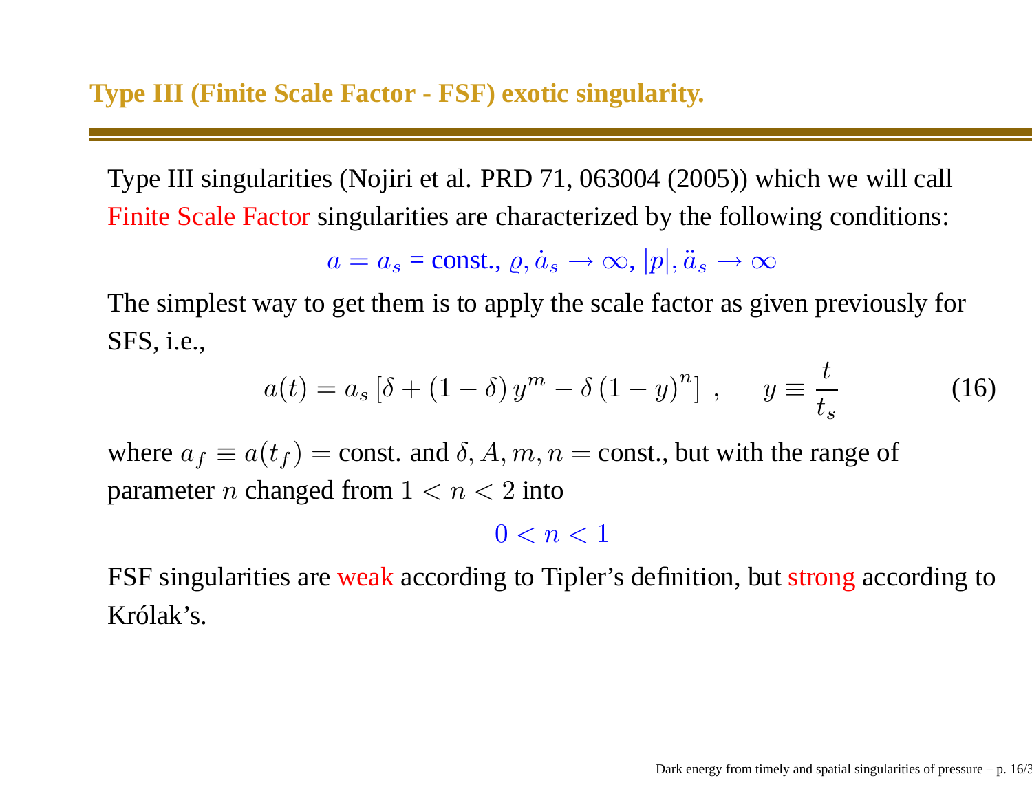## Type III (Finite Scale Factor - FSF) exotic singularity.

Type III singularities (Nojiri et al. PRD 71, 063004 (2005)) which we will call Finite Scale Factor singularities are characterized by the following conditions:

$$a = a_s = \text{const.},\ \varrho, \dot{a}_s \to \infty,\ |p|, \ddot{a}_s \to \infty$$

The simplest way to get them is to apply the scale factor as given previously for SFS, i.e.,

$$a(t) = a_s \left[\delta + (1-\delta)\, y^m - \delta\, (1-y)^n\right] , \qquad y \equiv \frac{t}{t_s} \tag{16}$$

where $a_f \equiv a(t_f) = \text{const.}$ and $\delta, A, m, n = \text{const.}$, but with the range of parameter $n$ changed from $1 < n < 2$ into

$$0 < n < 1$$

FSF singularities are weak according to Tipler's definition, but strong according to Królak's.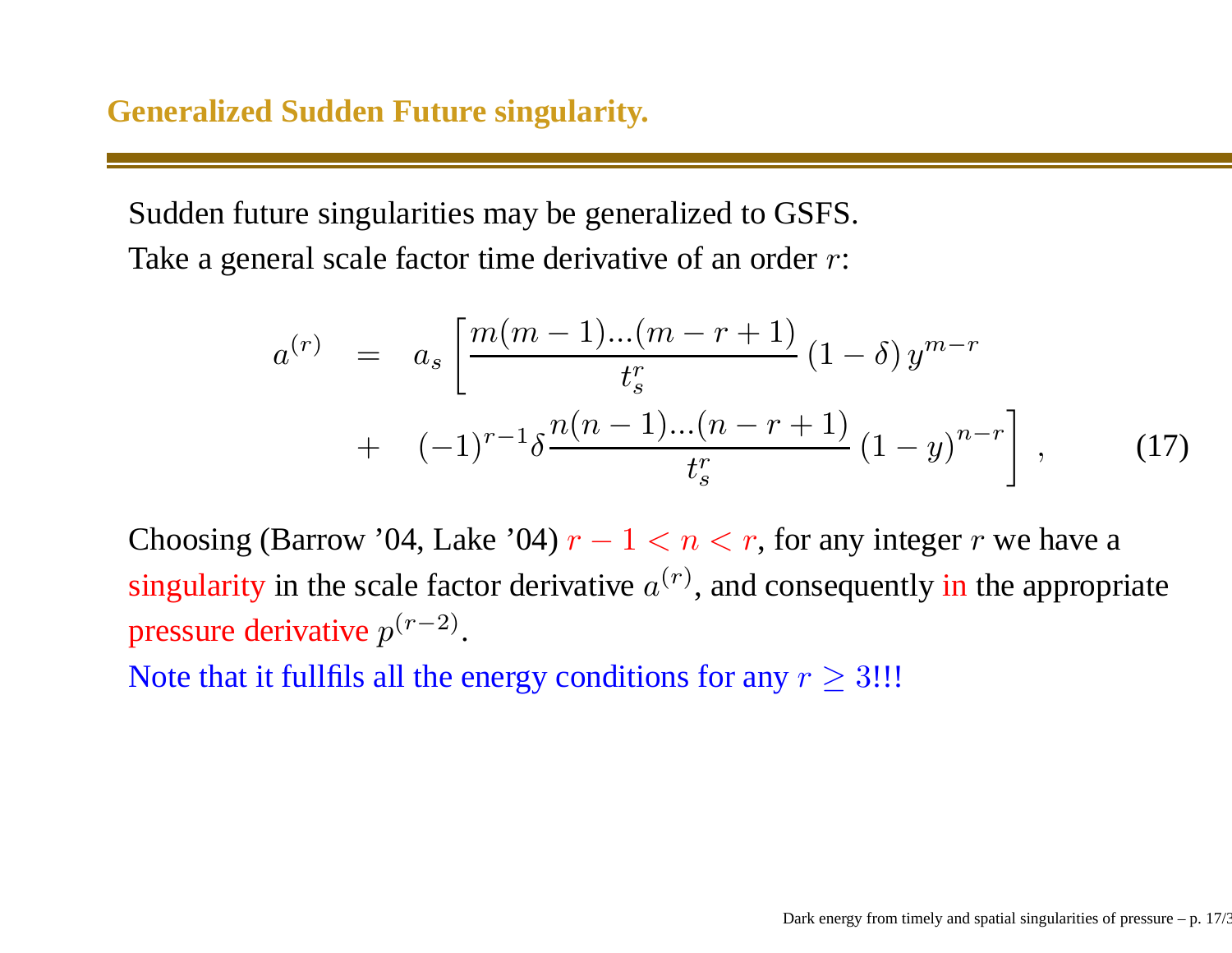## Generalized Sudden Future singularity.

Sudden future singularities may be generalized to GSFS.

Take a general scale factor time derivative of an order $r$:

$$
\begin{aligned}
a^{(r)} &= a_s \left[ \frac{m(m-1)...(m-r+1)}{t_s^r} (1-\delta)\, y^{m-r} \right. \\
&+ \left. (-1)^{r-1} \delta \frac{n(n-1)...(n-r+1)}{t_s^r} (1-y)^{n-r} \right] , \qquad (17)
\end{aligned}
$$

Choosing (Barrow '04, Lake '04) $r-1 < n < r$, for any integer $r$ we have a singularity in the scale factor derivative $a^{(r)}$, and consequently in the appropriate pressure derivative $p^{(r-2)}$.

Note that it fullfils all the energy conditions for any $r \geq 3$!!!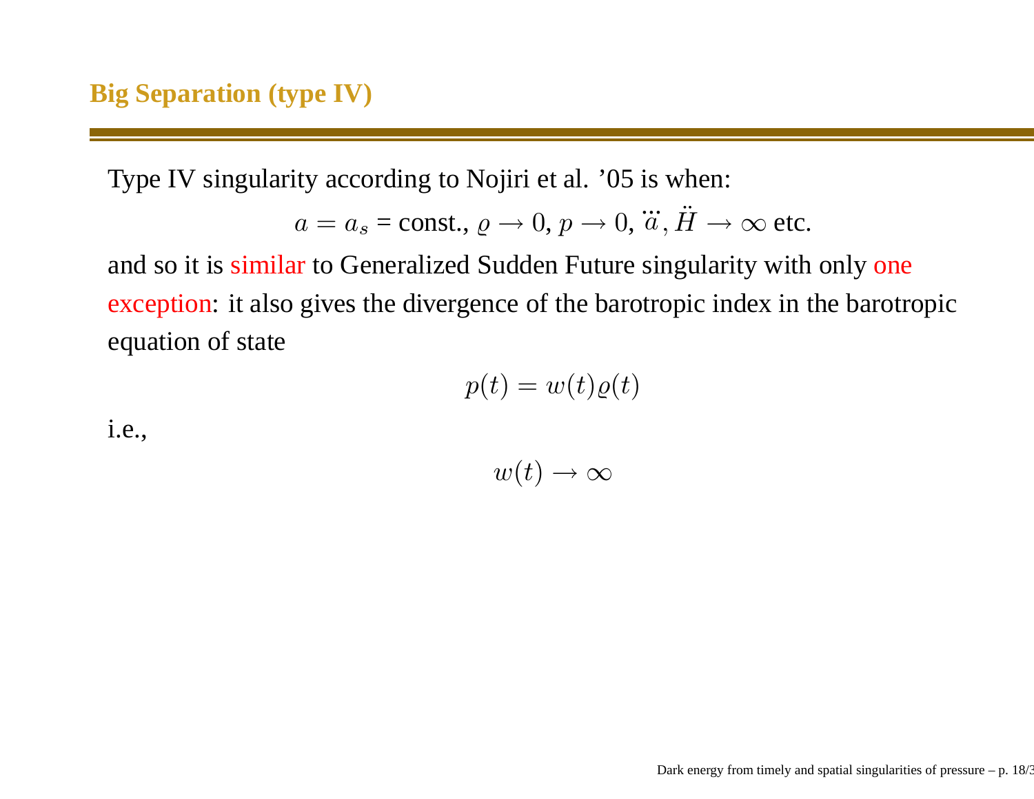## Big Separation (type IV)

Type IV singularity according to Nojiri et al. '05 is when:

$$a = a_s = \text{const.},\ \varrho \to 0,\ p \to 0,\ \dddot{a}, \ddot{H} \to \infty \text{ etc.}$$

and so it is similar to Generalized Sudden Future singularity with only one exception: it also gives the divergence of the barotropic index in the barotropic equation of state

$$p(t) = w(t)\varrho(t)$$

i.e.,

$$w(t) \to \infty$$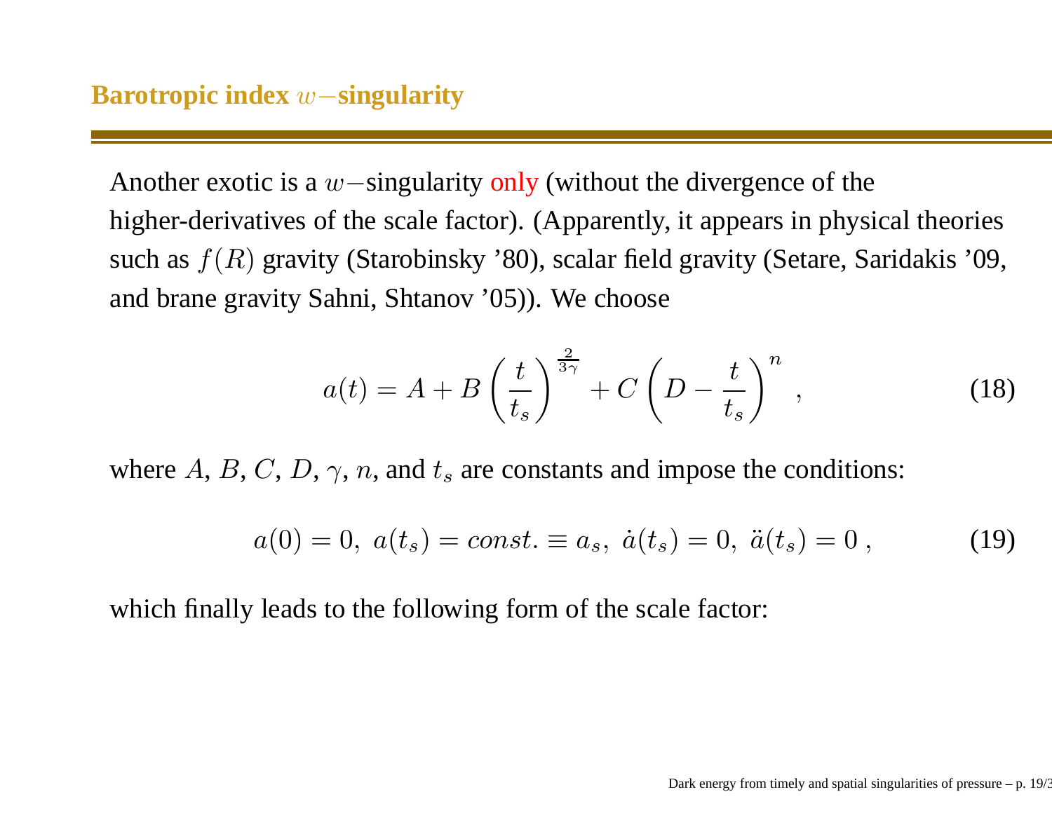## Barotropic index $w-$singularity

Another exotic is a $w-$singularity only (without the divergence of the higher-derivatives of the scale factor). (Apparently, it appears in physical theories such as $f(R)$ gravity (Starobinsky '80), scalar field gravity (Setare, Saridakis '09, and brane gravity Sahni, Shtanov '05)). We choose

$$a(t) = A + B \left( \frac{t}{t_s} \right)^{\frac{2}{3\gamma}} + C \left( D - \frac{t}{t_s} \right)^{n} , \tag{18}$$

where $A$, $B$, $C$, $D$, $\gamma$, $n$, and $t_s$ are constants and impose the conditions:

$$a(0) = 0, \; a(t_s) = const. \equiv a_s, \; \dot{a}(t_s) = 0, \; \ddot{a}(t_s) = 0 \, , \tag{19}$$

which finally leads to the following form of the scale factor: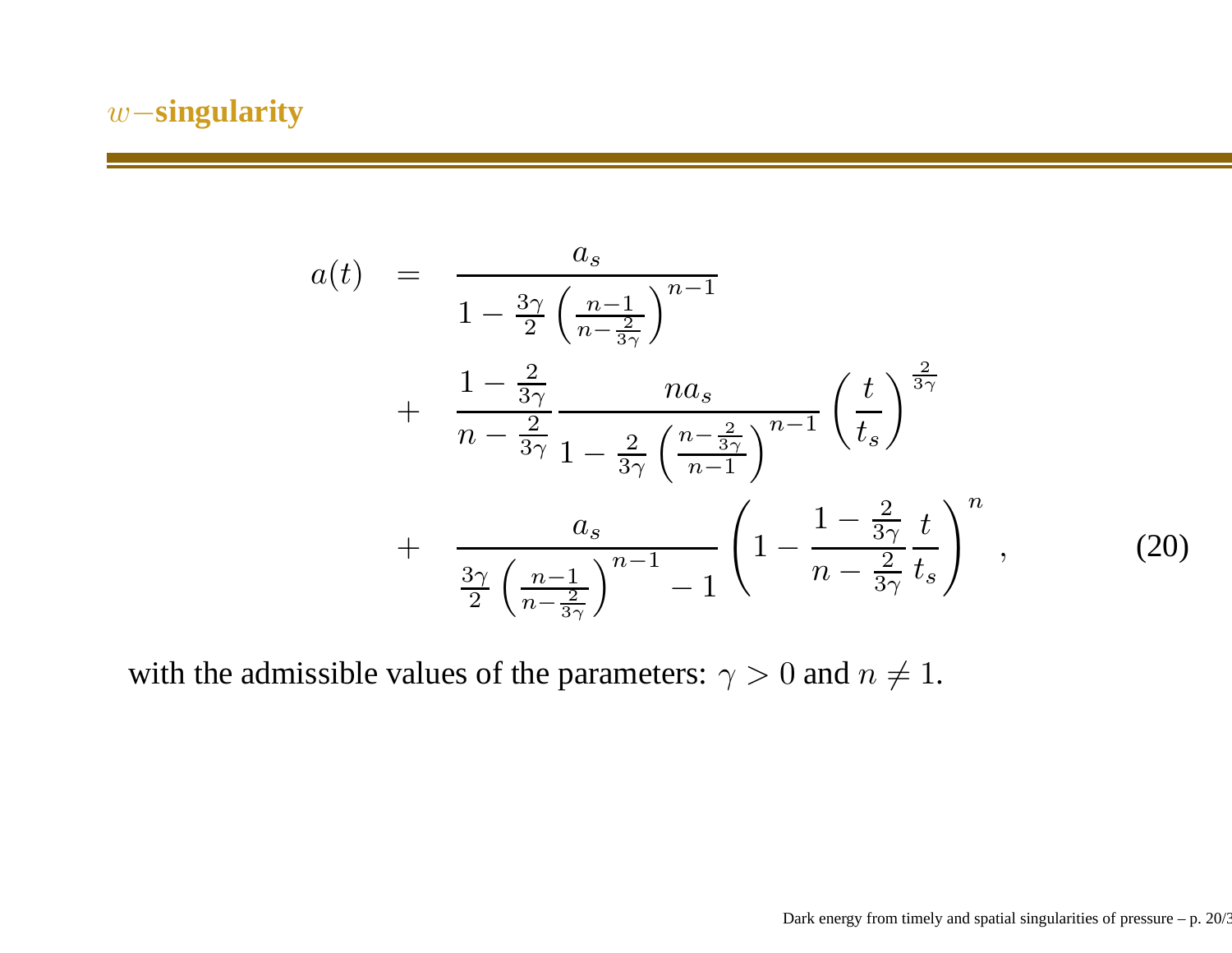## $w-$singularity

$$
\begin{aligned}
a(t) &= \frac{a_s}{1 - \frac{3\gamma}{2}\left(\frac{n-1}{n-\frac{2}{3\gamma}}\right)^{n-1}} \\
&+ \frac{1-\frac{2}{3\gamma}}{n-\frac{2}{3\gamma}} \frac{n a_s}{1 - \frac{2}{3\gamma}\left(\frac{n-\frac{2}{3\gamma}}{n-1}\right)^{n-1}} \left(\frac{t}{t_s}\right)^{\frac{2}{3\gamma}} \\
&+ \frac{a_s}{\frac{3\gamma}{2}\left(\frac{n-1}{n-\frac{2}{3\gamma}}\right)^{n-1} - 1} \left(1 - \frac{1-\frac{2}{3\gamma}}{n-\frac{2}{3\gamma}} \frac{t}{t_s}\right)^{n} ,
\end{aligned}
\tag{20}
$$

with the admissible values of the parameters: $\gamma > 0$ and $n \neq 1$.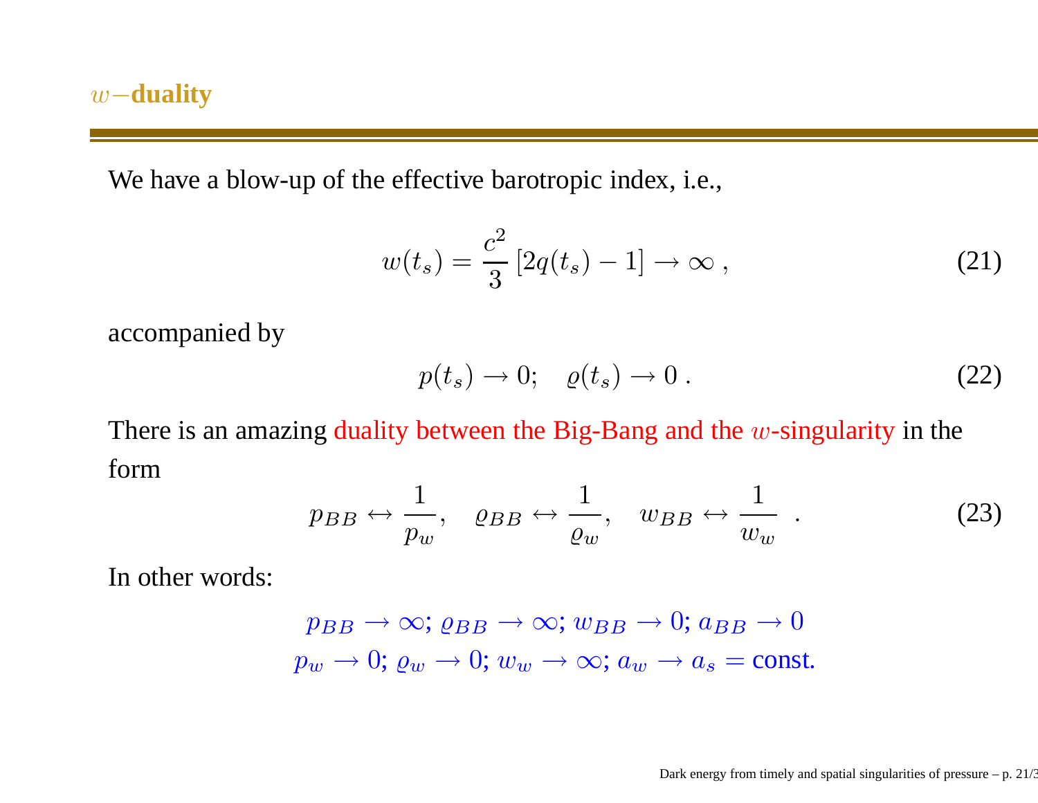## $w-$duality

We have a blow-up of the effective barotropic index, i.e.,

$$w(t_s) = \frac{c^2}{3}\left[2q(t_s) - 1\right] \to \infty \ , \tag{21}$$

accompanied by

$$p(t_s) \to 0; \quad \varrho(t_s) \to 0 \ . \tag{22}$$

There is an amazing duality between the Big-Bang and the $w$-singularity in the form

$$p_{BB} \leftrightarrow \frac{1}{p_w}, \quad \varrho_{BB} \leftrightarrow \frac{1}{\varrho_w}, \quad w_{BB} \leftrightarrow \frac{1}{w_w} \quad . \tag{23}$$

In other words:

$p_{BB} \to \infty$; $\varrho_{BB} \to \infty$; $w_{BB} \to 0$; $a_{BB} \to 0$

$p_w \to 0$; $\varrho_w \to 0$; $w_w \to \infty$; $a_w \to a_s =$ const.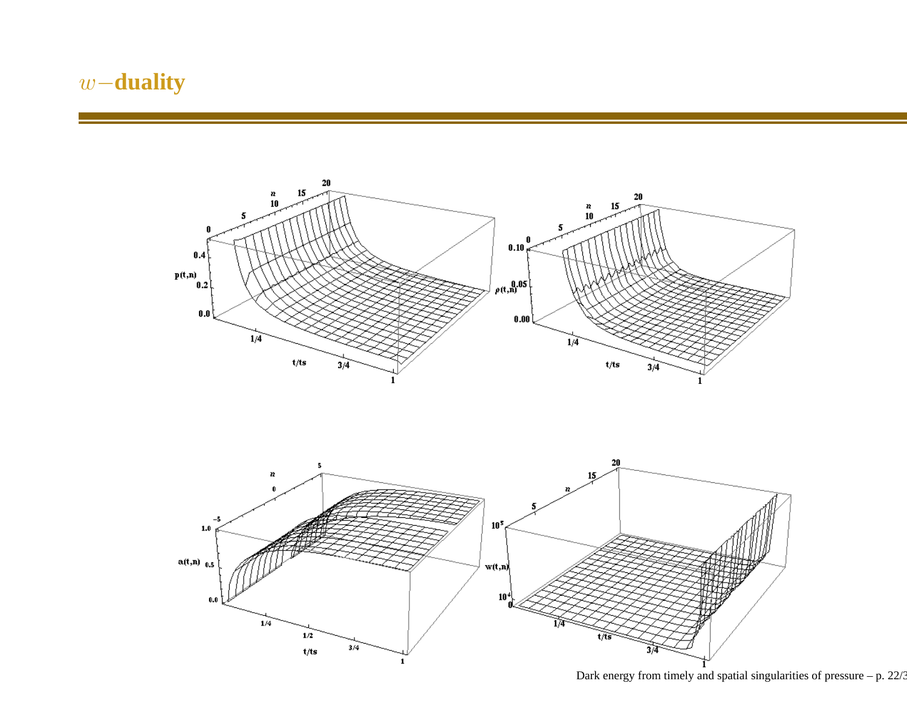# $w-$duality

p(t,n)

0.0

0.2

0.4

0

5

10

n

15

20

1/4

t/ts

3/4

1

$\rho$(t,n)

0.00

0.05

0.10

0

5

10

n

15

20

1/4

t/ts

3/4

1

a(t,n)

0.0

0.5

1.0

−5

0

n

5

1/4

1/2

t/ts

3/4

1

w(t,n)

$10^4$

$10^5$

0

5

n

15

20

1/4

t/ts

3/4

1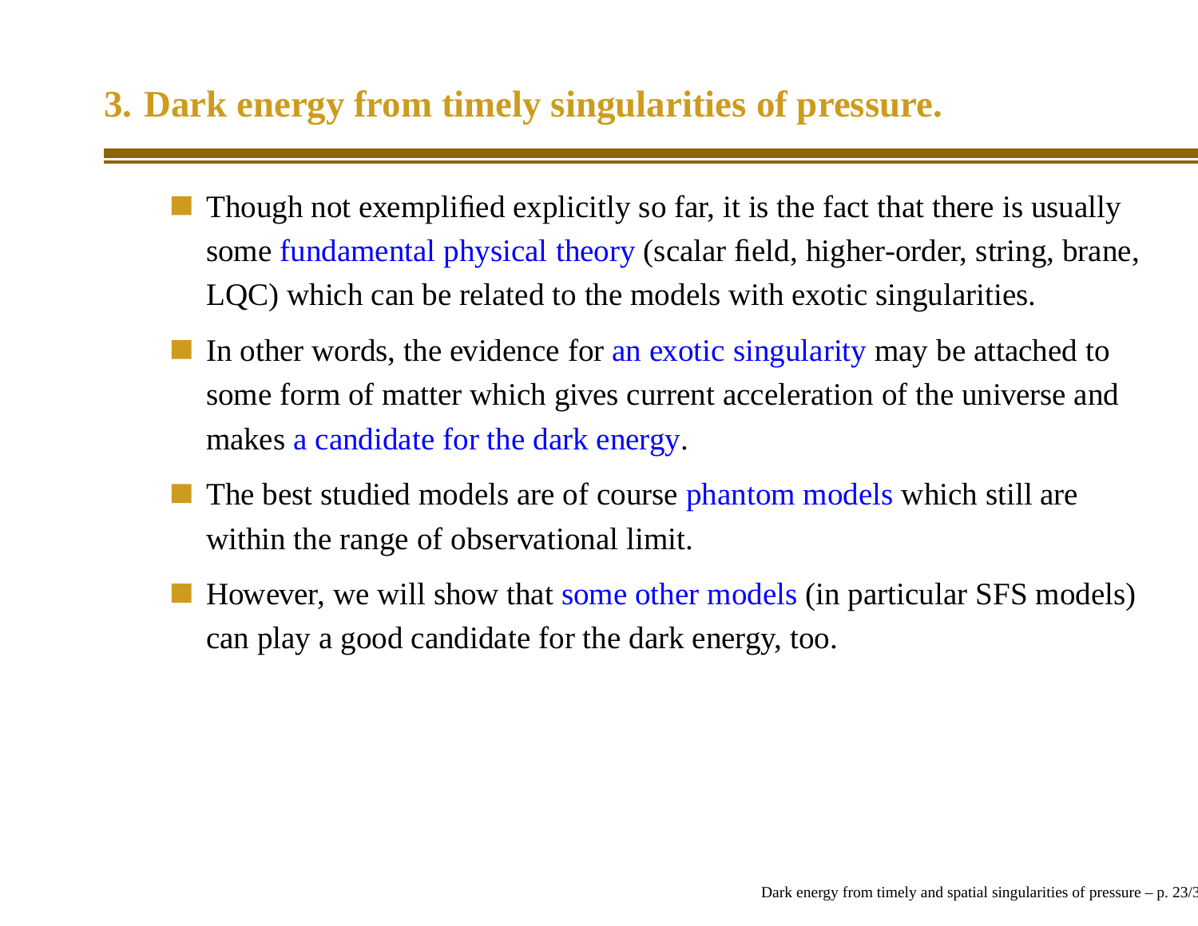## 3. Dark energy from timely singularities of pressure.

- Though not exemplified explicitly so far, it is the fact that there is usually some fundamental physical theory (scalar field, higher-order, string, brane, LQC) which can be related to the models with exotic singularities.
- In other words, the evidence for an exotic singularity may be attached to some form of matter which gives current acceleration of the universe and makes a candidate for the dark energy.
- The best studied models are of course phantom models which still are within the range of observational limit.
- However, we will show that some other models (in particular SFS models) can play a good candidate for the dark energy, too.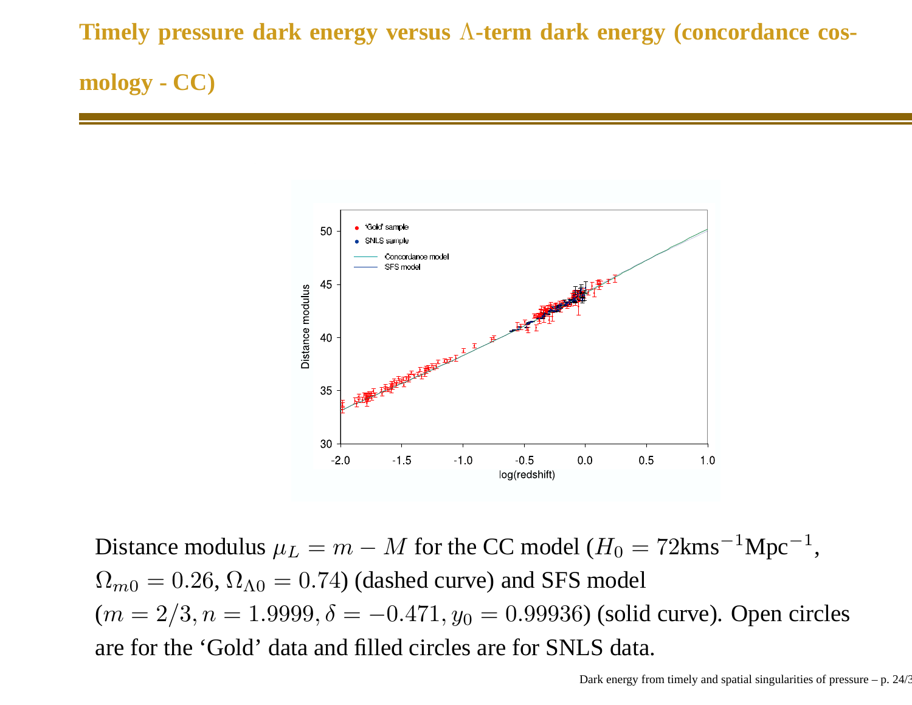# Timely pressure dark energy versus $\Lambda$-term dark energy (concordance cosmology - CC)

'Gold' sample
SNLS sample
Concordance model
SFS model

Distance modulus

50
45
40
35
30

-2.0
-1.5
-1.0
-0.5
0.0
0.5
1.0

log(redshift)

Distance modulus $\mu_L = m - M$ for the CC model ($H_0 = 72\text{kms}^{-1}\text{Mpc}^{-1}$, $\Omega_{m0} = 0.26$, $\Omega_{\Lambda 0} = 0.74$) (dashed curve) and SFS model ($m = 2/3, n = 1.9999, \delta = -0.471, y_0 = 0.99936$) (solid curve). Open circles are for the 'Gold' data and filled circles are for SNLS data.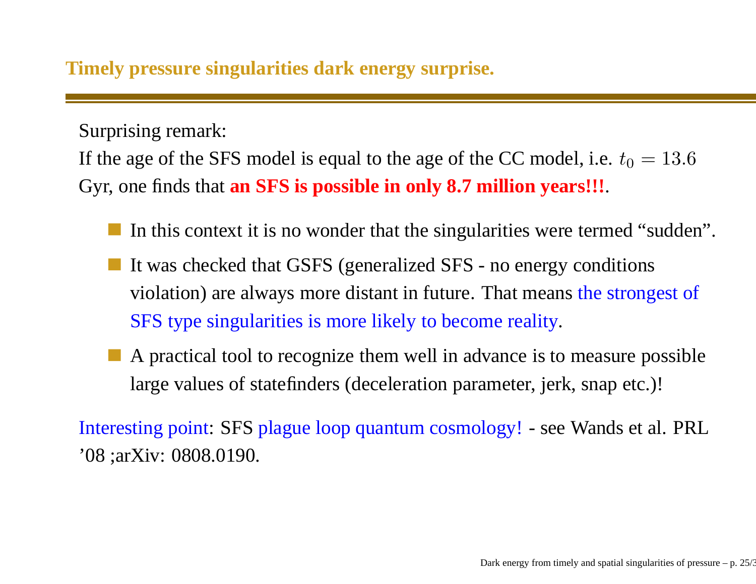## Timely pressure singularities dark energy surprise.

Surprising remark:
If the age of the SFS model is equal to the age of the CC model, i.e. $t_0 = 13.6$ Gyr, one finds that **an SFS is possible in only 8.7 million years!!!**.

- In this context it is no wonder that the singularities were termed "sudden".
- It was checked that GSFS (generalized SFS - no energy conditions violation) are always more distant in future. That means the strongest of SFS type singularities is more likely to become reality.
- A practical tool to recognize them well in advance is to measure possible large values of statefinders (deceleration parameter, jerk, snap etc.)!

Interesting point: SFS plague loop quantum cosmology! - see Wands et al. PRL '08 ;arXiv: 0808.0190.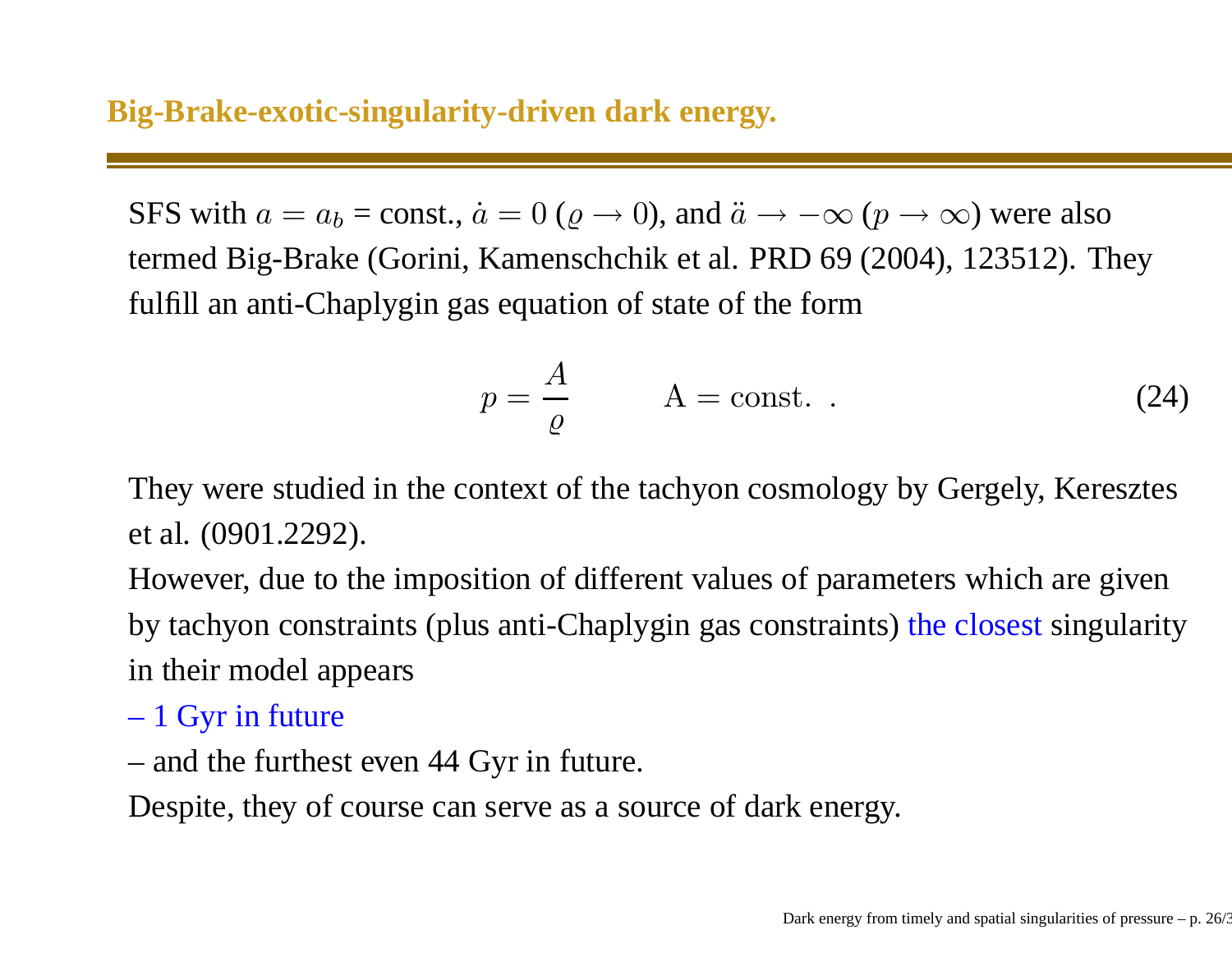## Big-Brake-exotic-singularity-driven dark energy.

SFS with $a = a_b$ = const., $\dot{a} = 0$ ($\varrho \to 0$), and $\ddot{a} \to -\infty$ ($p \to \infty$) were also termed Big-Brake (Gorini, Kamenschchik et al. PRD 69 (2004), 123512). They fulfill an anti-Chaplygin gas equation of state of the form

$$p = \frac{A}{\varrho} \qquad \text{A} = \text{const.} \ . \tag{24}$$

They were studied in the context of the tachyon cosmology by Gergely, Keresztes et al. (0901.2292).

However, due to the imposition of different values of parameters which are given by tachyon constraints (plus anti-Chaplygin gas constraints) the closest singularity in their model appears

– 1 Gyr in future

– and the furthest even 44 Gyr in future.

Despite, they of course can serve as a source of dark energy.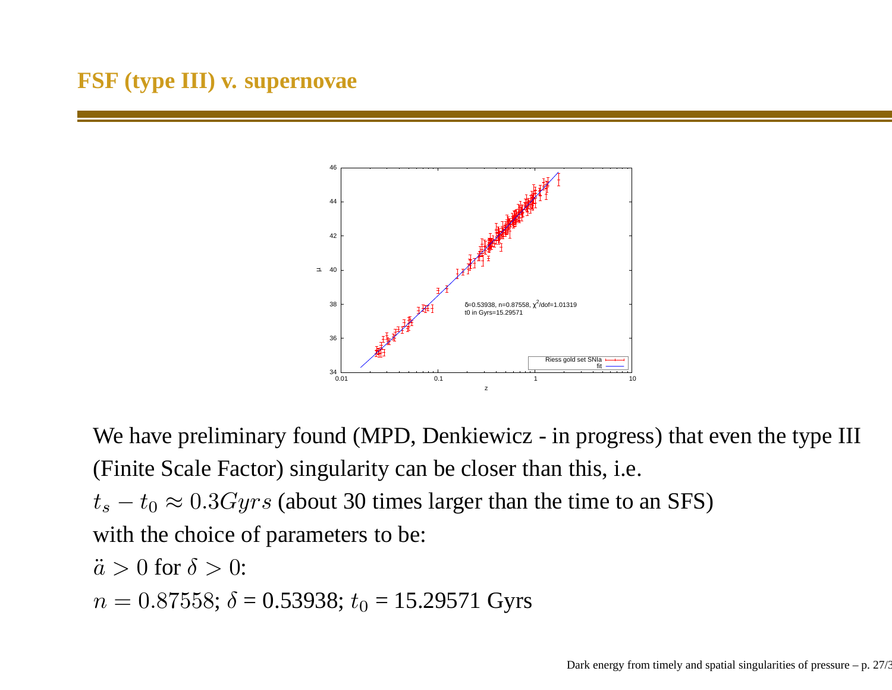## FSF (type III) v. supernovae

46
44
42
40
38
36
34
μ
0.01
0.1
1
10
z
δ=0.53938, n=0.87558, χ²/dof=1.01319
t0 in Gyrs=15.29571
Riess gold set SNIa
fit

We have preliminary found (MPD, Denkiewicz - in progress) that even the type III (Finite Scale Factor) singularity can be closer than this, i.e.

$t_s - t_0 \approx 0.3 Gyrs$ (about 30 times larger than the time to an SFS)

with the choice of parameters to be:

$\ddot{a} > 0$ for $\delta > 0$:

$n = 0.87558$; $\delta$ = 0.53938; $t_0$ = 15.29571 Gyrs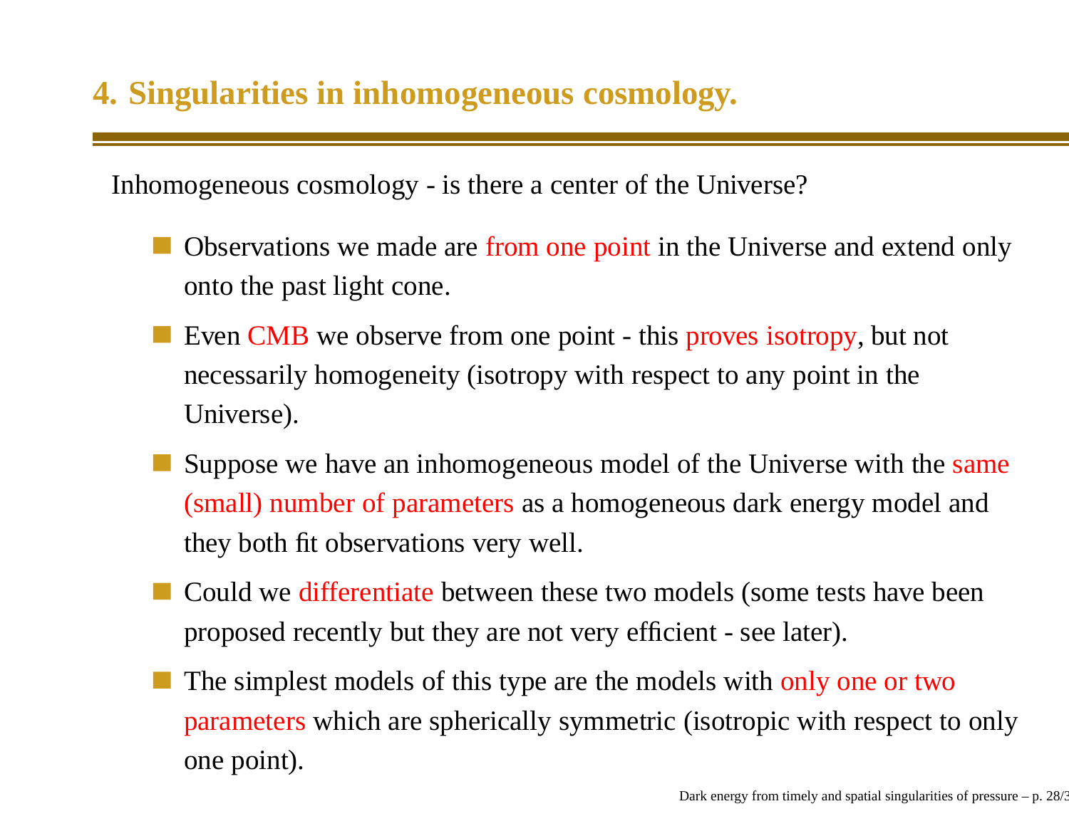## 4. Singularities in inhomogeneous cosmology.

Inhomogeneous cosmology - is there a center of the Universe?

- Observations we made are from one point in the Universe and extend only onto the past light cone.
- Even CMB we observe from one point - this proves isotropy, but not necessarily homogeneity (isotropy with respect to any point in the Universe).
- Suppose we have an inhomogeneous model of the Universe with the same (small) number of parameters as a homogeneous dark energy model and they both fit observations very well.
- Could we differentiate between these two models (some tests have been proposed recently but they are not very efficient - see later).
- The simplest models of this type are the models with only one or two parameters which are spherically symmetric (isotropic with respect to only one point).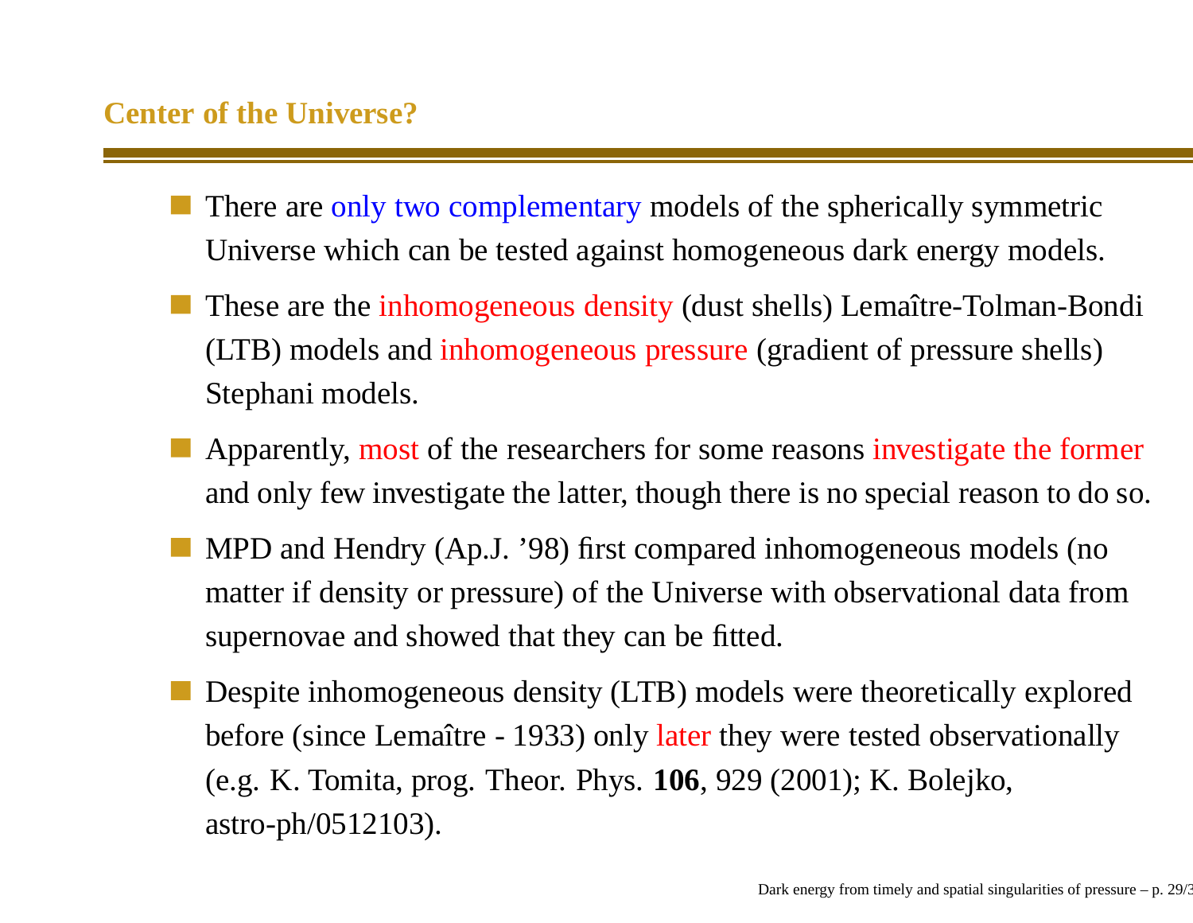## Center of the Universe?

- There are only two complementary models of the spherically symmetric Universe which can be tested against homogeneous dark energy models.
- These are the inhomogeneous density (dust shells) Lemaître-Tolman-Bondi (LTB) models and inhomogeneous pressure (gradient of pressure shells) Stephani models.
- Apparently, most of the researchers for some reasons investigate the former and only few investigate the latter, though there is no special reason to do so.
- MPD and Hendry (Ap.J. '98) first compared inhomogeneous models (no matter if density or pressure) of the Universe with observational data from supernovae and showed that they can be fitted.
- Despite inhomogeneous density (LTB) models were theoretically explored before (since Lemaître - 1933) only later they were tested observationally (e.g. K. Tomita, prog. Theor. Phys. **106**, 929 (2001); K. Bolejko, astro-ph/0512103).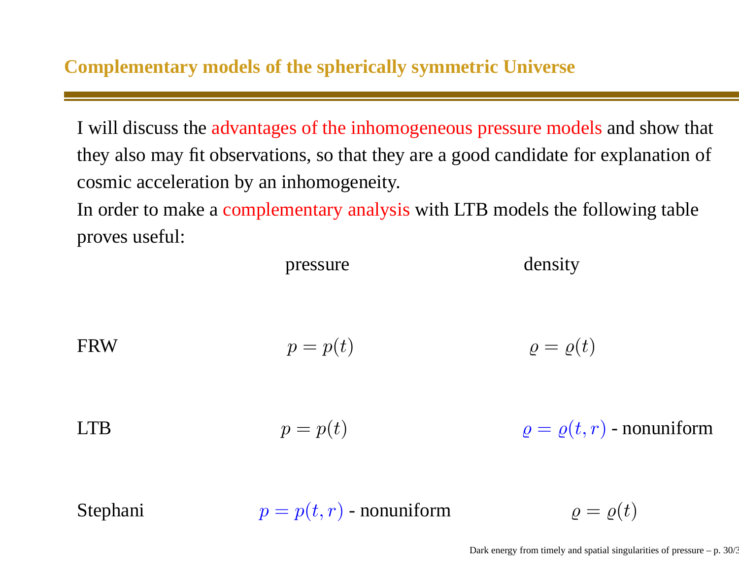## Complementary models of the spherically symmetric Universe

I will discuss the advantages of the inhomogeneous pressure models and show that they also may fit observations, so that they are a good candidate for explanation of cosmic acceleration by an inhomogeneity.

In order to make a complementary analysis with LTB models the following table proves useful:

| | pressure | density |
|---|---|---|
| FRW | $p = p(t)$ | $\varrho = \varrho(t)$ |
| LTB | $p = p(t)$ | $\varrho = \varrho(t, r)$ - nonuniform |
| Stephani | $p = p(t, r)$ - nonuniform | $\varrho = \varrho(t)$ |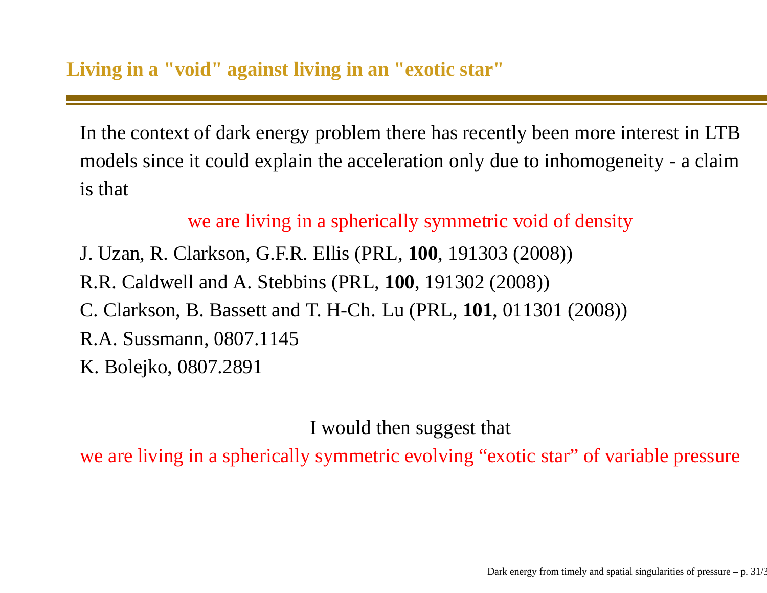## Living in a "void" against living in an "exotic star"

In the context of dark energy problem there has recently been more interest in LTB models since it could explain the acceleration only due to inhomogeneity - a claim is that

we are living in a spherically symmetric void of density

J. Uzan, R. Clarkson, G.F.R. Ellis (PRL, **100**, 191303 (2008))

R.R. Caldwell and A. Stebbins (PRL, **100**, 191302 (2008))

C. Clarkson, B. Bassett and T. H-Ch. Lu (PRL, **101**, 011301 (2008))

R.A. Sussmann, 0807.1145

K. Bolejko, 0807.2891

I would then suggest that

we are living in a spherically symmetric evolving “exotic star” of variable pressure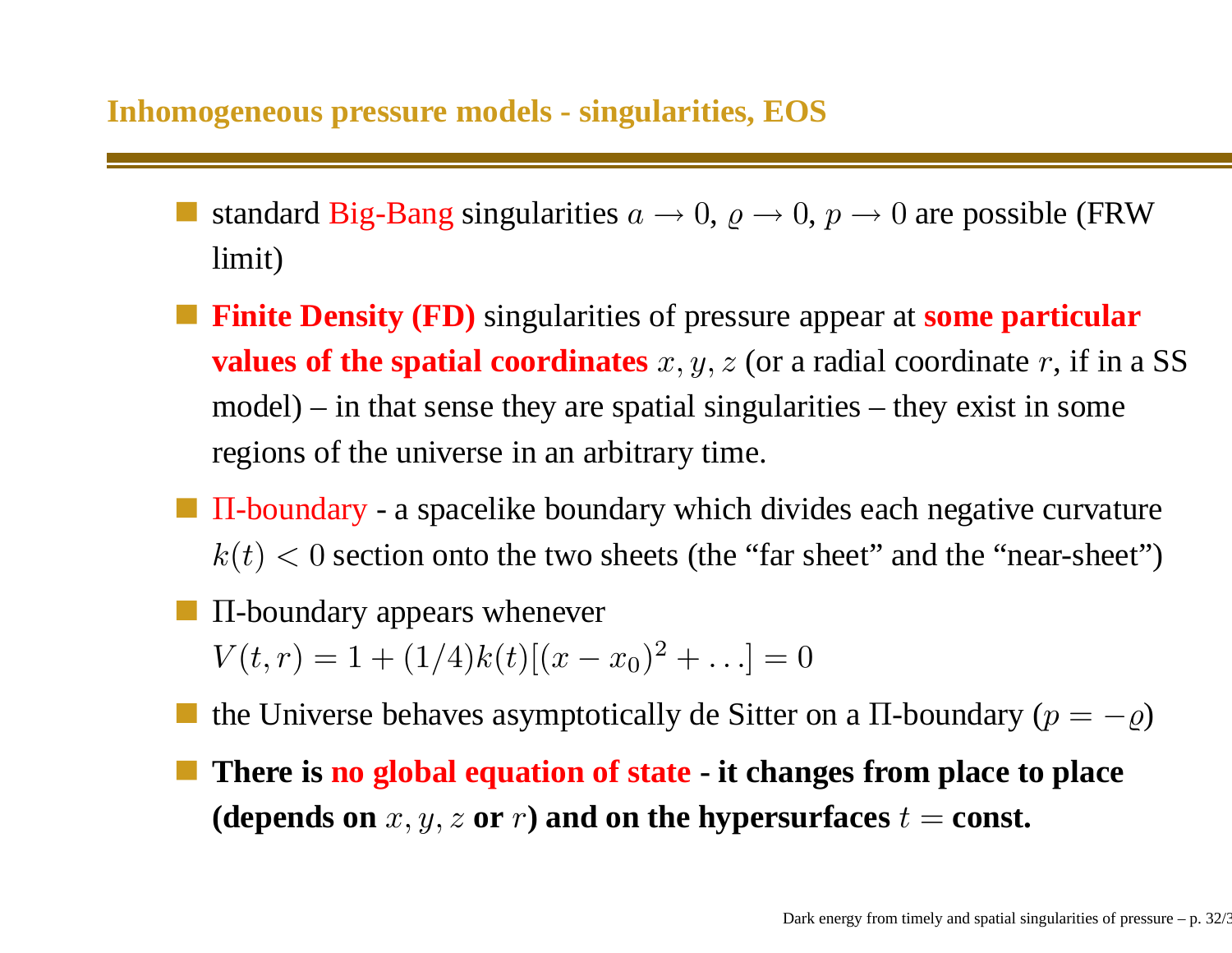## Inhomogeneous pressure models - singularities, EOS

- standard Big-Bang singularities $a \to 0$, $\varrho \to 0$, $p \to 0$ are possible (FRW limit)
- **Finite Density (FD)** singularities of pressure appear at **some particular values of the spatial coordinates** $x, y, z$ (or a radial coordinate $r$, if in a SS model) – in that sense they are spatial singularities – they exist in some regions of the universe in an arbitrary time.
- $\Pi$-boundary - a spacelike boundary which divides each negative curvature $k(t) < 0$ section onto the two sheets (the "far sheet" and the "near-sheet")
- $\Pi$-boundary appears whenever
  $V(t, r) = 1 + (1/4)k(t)[(x - x_0)^2 + \ldots] = 0$
- the Universe behaves asymptotically de Sitter on a $\Pi$-boundary ($p = -\varrho$)
- **There is no global equation of state - it changes from place to place (depends on $x, y, z$ or $r$) and on the hypersurfaces $t =$ const.**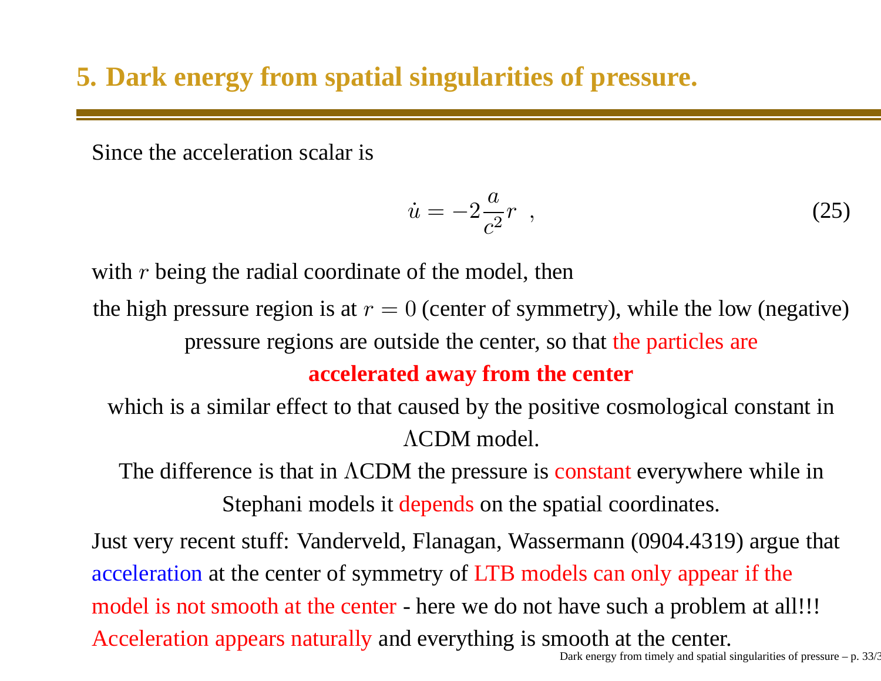## 5. Dark energy from spatial singularities of pressure.

Since the acceleration scalar is

$$\dot{u} = -2\frac{a}{c^2}r \quad , \tag{25}$$

with $r$ being the radial coordinate of the model, then

the high pressure region is at $r = 0$ (center of symmetry), while the low (negative) pressure regions are outside the center, so that the particles are **accelerated away from the center**

which is a similar effect to that caused by the positive cosmological constant in $\Lambda$CDM model.

The difference is that in $\Lambda$CDM the pressure is constant everywhere while in Stephani models it depends on the spatial coordinates.

Just very recent stuff: Vanderveld, Flanagan, Wassermann (0904.4319) argue that acceleration at the center of symmetry of LTB models can only appear if the model is not smooth at the center - here we do not have such a problem at all!!! Acceleration appears naturally and everything is smooth at the center.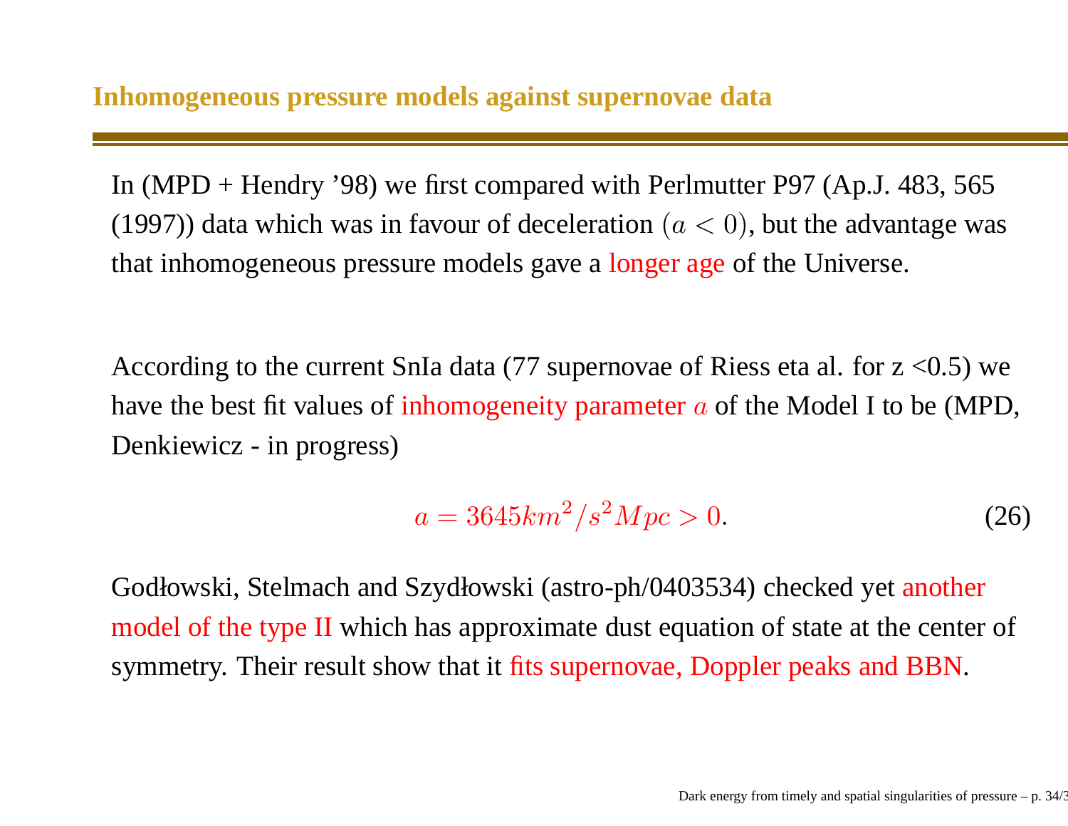## Inhomogeneous pressure models against supernovae data

In (MPD + Hendry '98) we first compared with Perlmutter P97 (Ap.J. 483, 565 (1997)) data which was in favour of deceleration $(a < 0)$, but the advantage was that inhomogeneous pressure models gave a longer age of the Universe.

According to the current SnIa data (77 supernovae of Riess eta al. for z <0.5) we have the best fit values of inhomogeneity parameter $a$ of the Model I to be (MPD, Denkiewicz - in progress)

$$a = 3645 km^2/s^2 Mpc > 0. \tag{26}$$

Godłowski, Stelmach and Szydłowski (astro-ph/0403534) checked yet another model of the type II which has approximate dust equation of state at the center of symmetry. Their result show that it fits supernovae, Doppler peaks and BBN.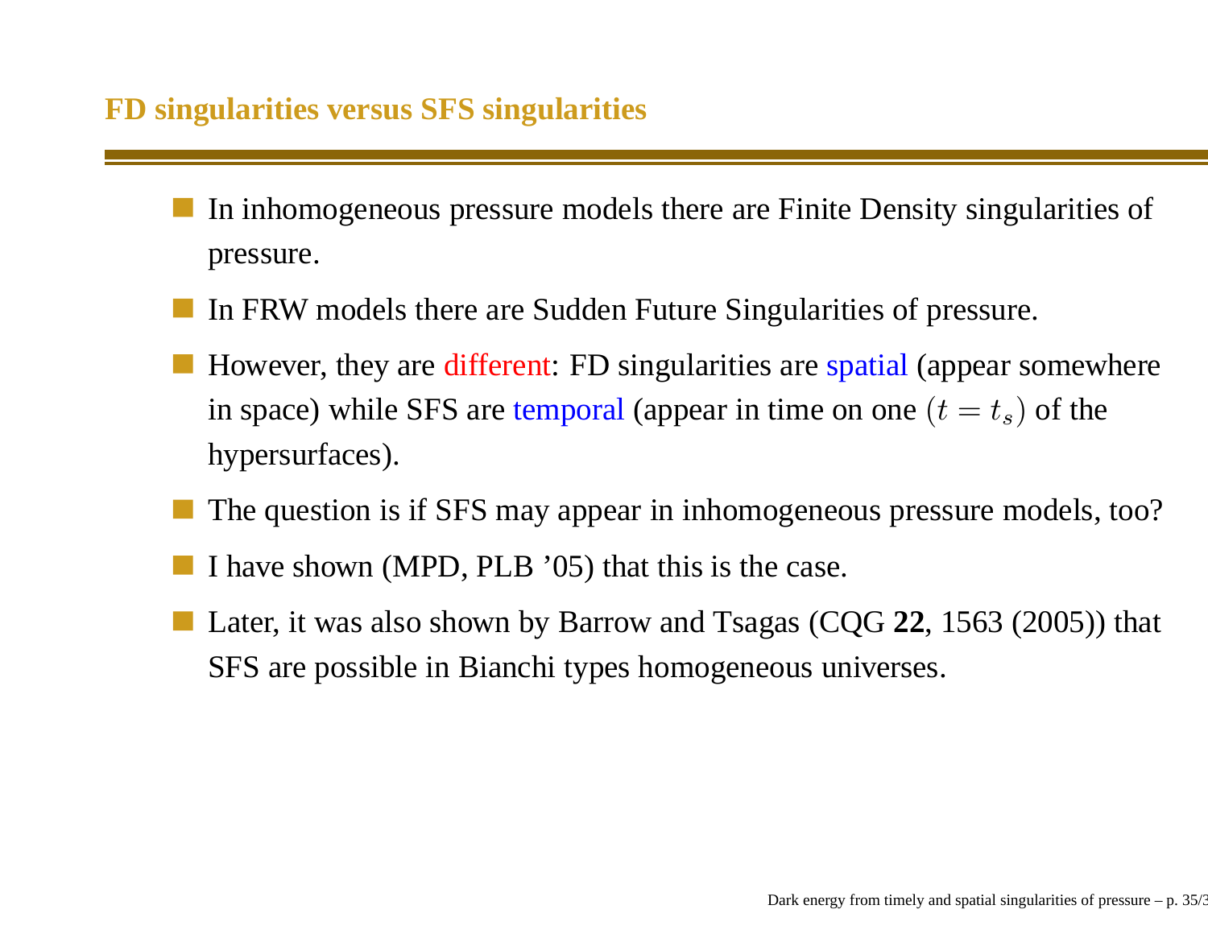## FD singularities versus SFS singularities

- In inhomogeneous pressure models there are Finite Density singularities of pressure.
- In FRW models there are Sudden Future Singularities of pressure.
- However, they are different: FD singularities are spatial (appear somewhere in space) while SFS are temporal (appear in time on one $(t = t_s)$ of the hypersurfaces).
- The question is if SFS may appear in inhomogeneous pressure models, too?
- I have shown (MPD, PLB '05) that this is the case.
- Later, it was also shown by Barrow and Tsagas (CQG **22**, 1563 (2005)) that SFS are possible in Bianchi types homogeneous universes.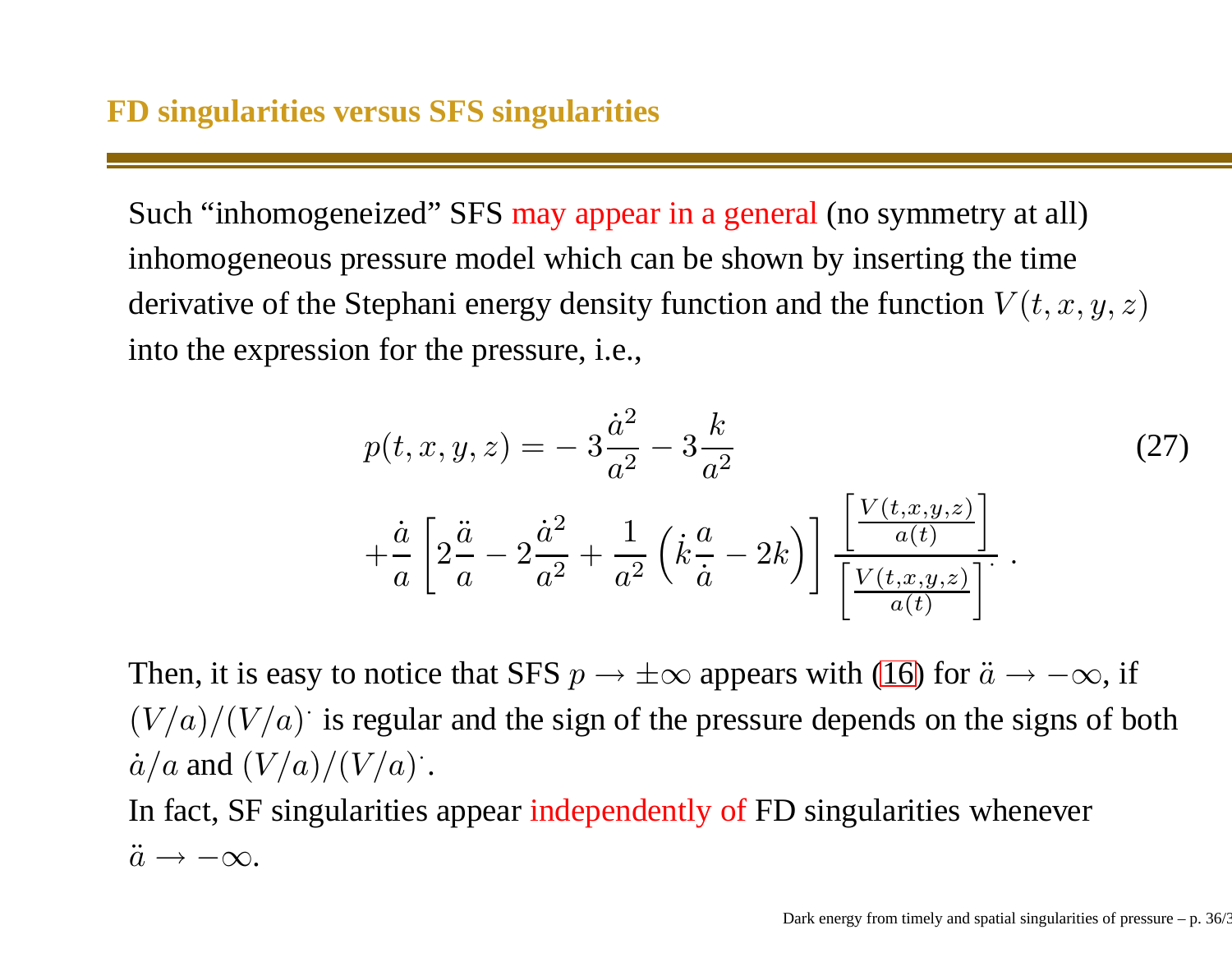## FD singularities versus SFS singularities

Such “inhomogeneized” SFS may appear in a general (no symmetry at all) inhomogeneous pressure model which can be shown by inserting the time derivative of the Stephani energy density function and the function $V(t,x,y,z)$ into the expression for the pressure, i.e.,

$$
\begin{aligned}
p(t,x,y,z) = & -3\frac{\dot{a}^2}{a^2} - 3\frac{k}{a^2} \\
& + \frac{\dot{a}}{a}\left[2\frac{\ddot{a}}{a} - 2\frac{\dot{a}^2}{a^2} + \frac{1}{a^2}\left(\dot{k}\frac{a}{\dot{a}} - 2k\right)\right] \frac{\left[\frac{V(t,x,y,z)}{a(t)}\right]}{\left[\frac{V(t,x,y,z)}{a(t)}\right]^{\cdot}} .
\end{aligned} \tag{27}
$$

Then, it is easy to notice that SFS $p \to \pm\infty$ appears with (16) for $\ddot{a} \to -\infty$, if $(V/a)/(V/a)^{\cdot}$ is regular and the sign of the pressure depends on the signs of both $\dot{a}/a$ and $(V/a)/(V/a)^{\cdot}$.

In fact, SF singularities appear independently of FD singularities whenever $\ddot{a} \to -\infty$.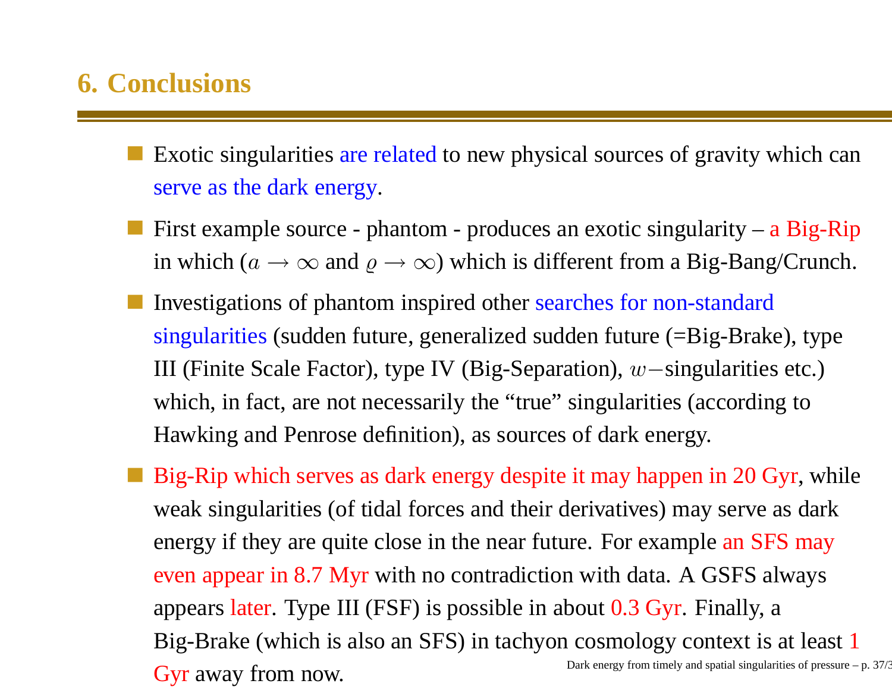## 6. Conclusions

- Exotic singularities are related to new physical sources of gravity which can serve as the dark energy.
- First example source - phantom - produces an exotic singularity – a Big-Rip in which ($a \to \infty$ and $\varrho \to \infty$) which is different from a Big-Bang/Crunch.
- Investigations of phantom inspired other searches for non-standard singularities (sudden future, generalized sudden future (=Big-Brake), type III (Finite Scale Factor), type IV (Big-Separation), $w-$singularities etc.) which, in fact, are not necessarily the "true" singularities (according to Hawking and Penrose definition), as sources of dark energy.
- Big-Rip which serves as dark energy despite it may happen in 20 Gyr, while weak singularities (of tidal forces and their derivatives) may serve as dark energy if they are quite close in the near future. For example an SFS may even appear in 8.7 Myr with no contradiction with data. A GSFS always appears later. Type III (FSF) is possible in about 0.3 Gyr. Finally, a Big-Brake (which is also an SFS) in tachyon cosmology context is at least 1 Gyr away from now.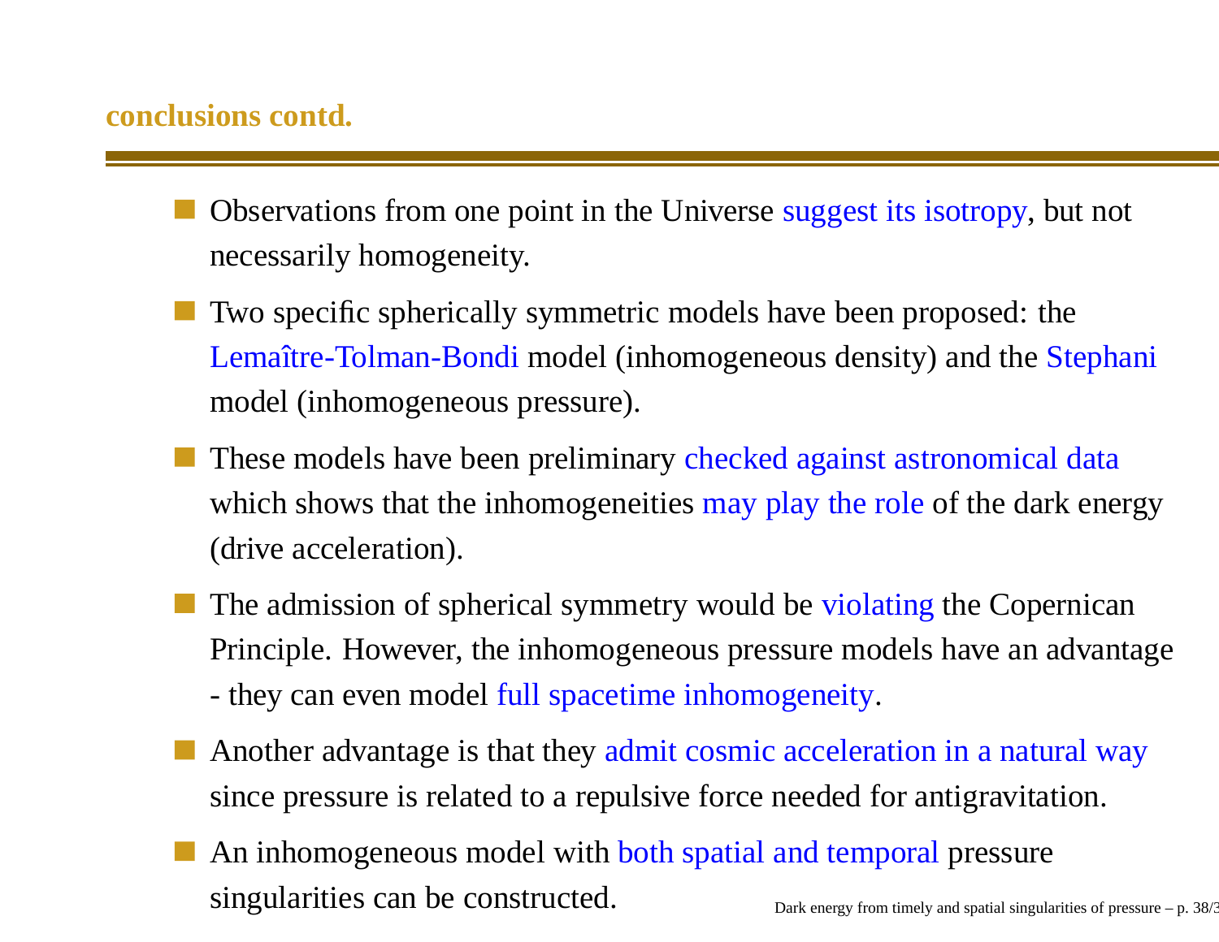## conclusions contd.

- Observations from one point in the Universe suggest its isotropy, but not necessarily homogeneity.
- Two specific spherically symmetric models have been proposed: the Lemaître-Tolman-Bondi model (inhomogeneous density) and the Stephani model (inhomogeneous pressure).
- These models have been preliminary checked against astronomical data which shows that the inhomogeneities may play the role of the dark energy (drive acceleration).
- The admission of spherical symmetry would be violating the Copernican Principle. However, the inhomogeneous pressure models have an advantage - they can even model full spacetime inhomogeneity.
- Another advantage is that they admit cosmic acceleration in a natural way since pressure is related to a repulsive force needed for antigravitation.
- An inhomogeneous model with both spatial and temporal pressure singularities can be constructed.